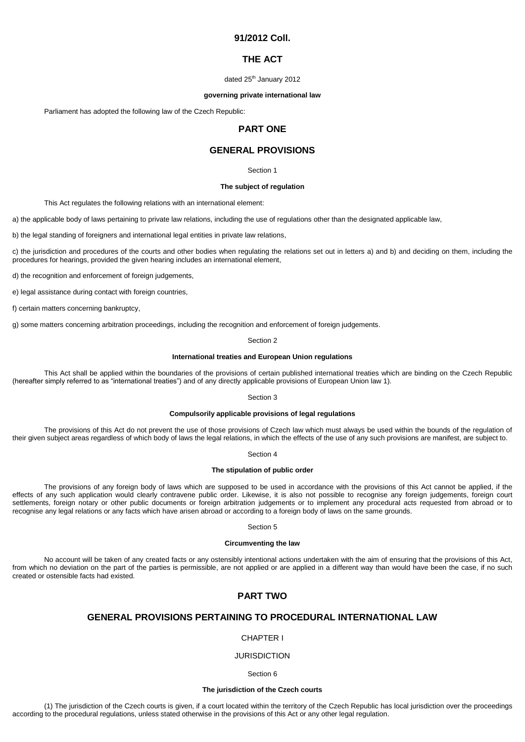# 91/2012 Coll.

# THE ACT

dated 25th January 2012

**governing private international law**

Parliament has adopted the following law of the Czech Republic:

## PART ONE

## GENERAL PROVISIONS

Section 1

**The subject of regulation**

This Act regulates the following relations with an international element:

a) the applicable body of laws pertaining to private law relations, including the use of regulations other than the designated applicable law,

b) the legal standing of foreigners and international legal entities in private law relations,

c) the jurisdiction and procedures of the courts and other bodies when regulating the relations set out in letters a) and b) and deciding on them, including the procedures for hearings, provided the given hearing includes an international element,

d) the recognition and enforcement of foreign judgements,

e) legal assistance during contact with foreign countries,

f) certain matters concerning bankruptcy,

g) some matters concerning arbitration proceedings, including the recognition and enforcement of foreign judgements.

Section 2

**International treaties and European Union regulations**

This Act shall be applied within the boundaries of the provisions of certain published international treaties which are binding on the Czech Republic (hereafter simply referred to as "international treaties") and of any directly applicable provisions of European Union law 1).

Section 3

**Compulsorily applicable provisions of legal regulations**

The provisions of this Act do not prevent the use of those provisions of Czech law which must always be used within the bounds of the regulation of their given subject areas regardless of which body of laws the legal relations, in which the effects of the use of any such provisions are manifest, are subject to.

Section 4

**The stipulation of public order**

The provisions of any foreign body of laws which are supposed to be used in accordance with the provisions of this Act cannot be applied, if the effects of any such application would clearly contravene public order. Likewise, it is also not possible to recognise any foreign judgements, foreign court settlements, foreign notary or other public documents or foreign arbitration judgements or to implement any procedural acts requested from abroad or to recognise any legal relations or any facts which have arisen abroad or according to a foreign body of laws on the same grounds.

Section 5

**Circumventing the law**

No account will be taken of any created facts or any ostensibly intentional actions undertaken with the aim of ensuring that the provisions of this Act, from which no deviation on the part of the parties is permissible, are not applied or are applied in a different way than would have been the case, if no such created or ostensible facts had existed.

## PART TWO

## GENERAL PROVISIONS PERTAINING TO PROCEDURAL INTERNATIONAL LAW

### CHAPTER I

### JURISDICTION

Section 6

**The jurisdiction of the Czech courts**

(1) The jurisdiction of the Czech courts is given, if a court located within the territory of the Czech Republic has local jurisdiction over the proceedings according to the procedural regulations, unless stated otherwise in the provisions of this Act or any other legal regulation.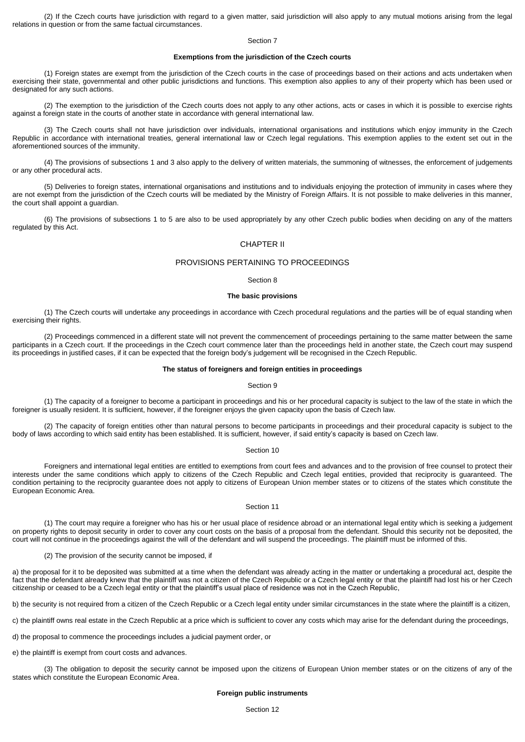(2) If the Czech courts have jurisdiction with regard to a given matter, said jurisdiction will also apply to any mutual motions arising from the legal relations in question or from the same factual circumstances.

Section 7

**Exemptions from the jurisdiction of the Czech courts**

(1) Foreign states are exempt from the jurisdiction of the Czech courts in the case of proceedings based on their actions and acts undertaken when exercising their state, governmental and other public jurisdictions and functions. This exemption also applies to any of their property which has been used or designated for any such actions.

(2) The exemption to the jurisdiction of the Czech courts does not apply to any other actions, acts or cases in which it is possible to exercise rights against a foreign state in the courts of another state in accordance with general international law.

(3) The Czech courts shall not have jurisdiction over individuals, international organisations and institutions which enjoy immunity in the Czech Republic in accordance with international treaties, general international law or Czech legal regulations. This exemption applies to the extent set out in the aforementioned sources of the immunity.

(4) The provisions of subsections 1 and 3 also apply to the delivery of written materials, the summoning of witnesses, the enforcement of judgements or any other procedural acts.

(5) Deliveries to foreign states, international organisations and institutions and to individuals enjoying the protection of immunity in cases where they are not exempt from the jurisdiction of the Czech courts will be mediated by the Ministry of Foreign Affairs. It is not possible to make deliveries in this manner, the court shall appoint a guardian.

(6) The provisions of subsections 1 to 5 are also to be used appropriately by any other Czech public bodies when deciding on any of the matters regulated by this Act.

## CHAPTER II

## PROVISIONS PERTAINING TO PROCEEDINGS

Section 8

**The basic provisions**

(1) The Czech courts will undertake any proceedings in accordance with Czech procedural regulations and the parties will be of equal standing when exercising their rights.

(2) Proceedings commenced in a different state will not prevent the commencement of proceedings pertaining to the same matter between the same participants in a Czech court. If the proceedings in the Czech court commence later than the proceedings held in another state, the Czech court may suspend its proceedings in justified cases, if it can be expected that the foreign body's judgement will be recognised in the Czech Republic.

**The status of foreigners and foreign entities in proceedings**

Section 9

(1) The capacity of a foreigner to become a participant in proceedings and his or her procedural capacity is subject to the law of the state in which the foreigner is usually resident. It is sufficient, however, if the foreigner enjoys the given capacity upon the basis of Czech law.

(2) The capacity of foreign entities other than natural persons to become participants in proceedings and their procedural capacity is subject to the body of laws according to which said entity has been established. It is sufficient, however, if said entity's capacity is based on Czech law.

Section 10

Foreigners and international legal entities are entitled to exemptions from court fees and advances and to the provision of free counsel to protect their interests under the same conditions which apply to citizens of the Czech Republic and Czech legal entities, provided that reciprocity is guaranteed. The condition pertaining to the reciprocity guarantee does not apply to citizens of European Union member states or to citizens of the states which constitute the European Economic Area.

Section 11

(1) The court may require a foreigner who has his or her usual place of residence abroad or an international legal entity which is seeking a judgement on property rights to deposit security in order to cover any court costs on the basis of a proposal from the defendant. Should this security not be deposited, the court will not continue in the proceedings against the will of the defendant and will suspend the proceedings. The plaintiff must be informed of this.

(2) The provision of the security cannot be imposed, if

a) the proposal for it to be deposited was submitted at a time when the defendant was already acting in the matter or undertaking a procedural act, despite the fact that the defendant already knew that the plaintiff was not a citizen of the Czech Republic or a Czech legal entity or that the plaintiff had lost his or her Czech citizenship or ceased to be a Czech legal entity or that the plaintiff's usual place of residence was not in the Czech Republic,

b) the security is not required from a citizen of the Czech Republic or a Czech legal entity under similar circumstances in the state where the plaintiff is a citizen,

c) the plaintiff owns real estate in the Czech Republic at a price which is sufficient to cover any costs which may arise for the defendant during the proceedings,

d) the proposal to commence the proceedings includes a judicial payment order, or

e) the plaintiff is exempt from court costs and advances.

(3) The obligation to deposit the security cannot be imposed upon the citizens of European Union member states or on the citizens of any of the states which constitute the European Economic Area.

**Foreign public instruments**

Section 12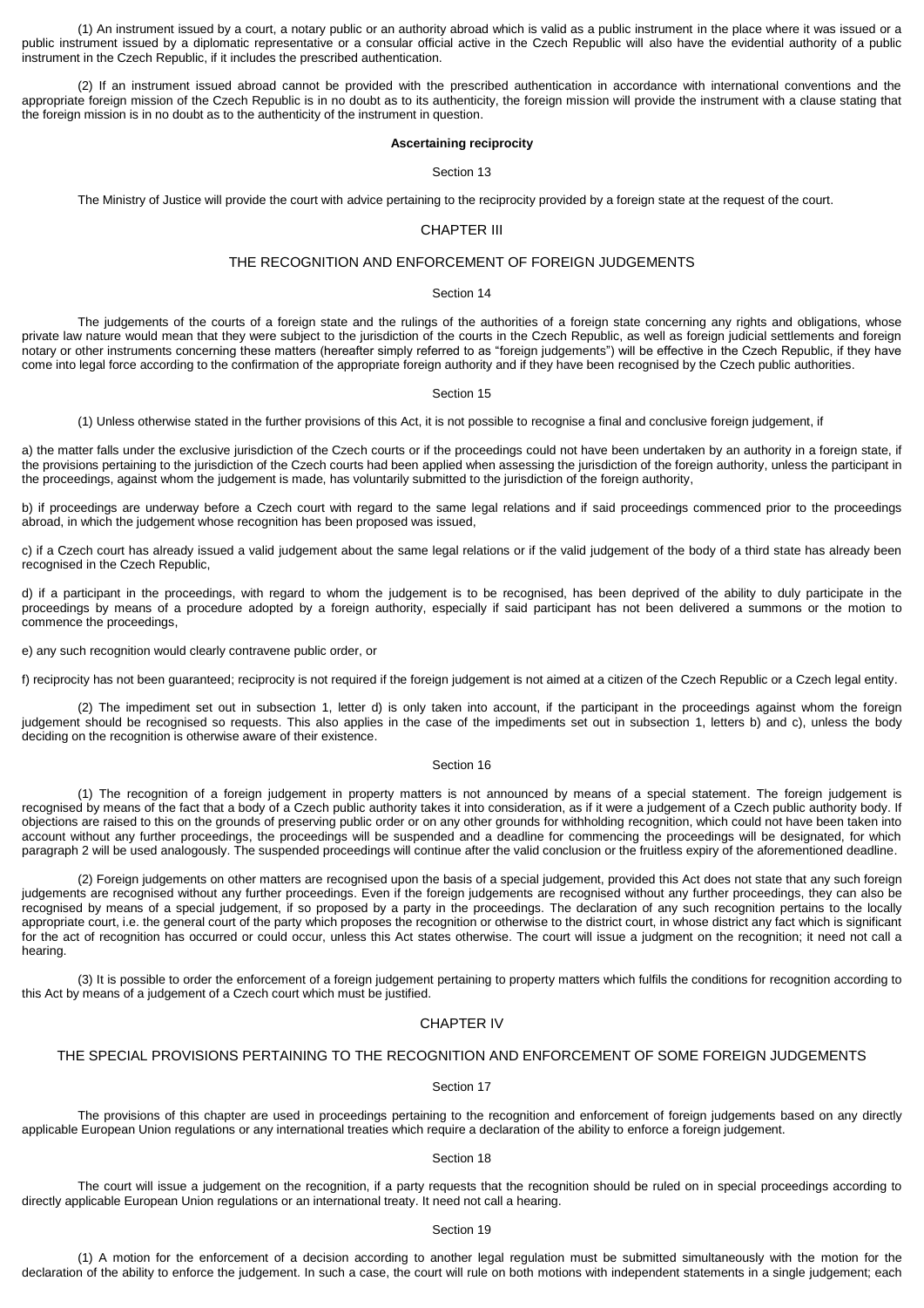(1) An instrument issued by a court, a notary public or an authority abroad which is valid as a public instrument in the place where it was issued or a public instrument issued by a diplomatic representative or a consular official active in the Czech Republic will also have the evidential authority of a public instrument in the Czech Republic, if it includes the prescribed authentication.

(2) If an instrument issued abroad cannot be provided with the prescribed authentication in accordance with international conventions and the appropriate foreign mission of the Czech Republic is in no doubt as to its authenticity, the foreign mission will provide the instrument with a clause stating that the foreign mission is in no doubt as to the authenticity of the instrument in question.

**Ascertaining reciprocity**

Section 13

The Ministry of Justice will provide the court with advice pertaining to the reciprocity provided by a foreign state at the request of the court.

## CHAPTER III

## THE RECOGNITION AND ENFORCEMENT OF FOREIGN JUDGEMENTS

Section 14

The judgements of the courts of a foreign state and the rulings of the authorities of a foreign state concerning any rights and obligations, whose private law nature would mean that they were subject to the jurisdiction of the courts in the Czech Republic, as well as foreign judicial settlements and foreign notary or other instruments concerning these matters (hereafter simply referred to as "foreign judgements") will be effective in the Czech Republic, if they have come into legal force according to the confirmation of the appropriate foreign authority and if they have been recognised by the Czech public authorities.

Section 15

(1) Unless otherwise stated in the further provisions of this Act, it is not possible to recognise a final and conclusive foreign judgement, if

a) the matter falls under the exclusive jurisdiction of the Czech courts or if the proceedings could not have been undertaken by an authority in a foreign state, if the provisions pertaining to the jurisdiction of the Czech courts had been applied when assessing the jurisdiction of the foreign authority, unless the participant in the proceedings, against whom the judgement is made, has voluntarily submitted to the jurisdiction of the foreign authority,

b) if proceedings are underway before a Czech court with regard to the same legal relations and if said proceedings commenced prior to the proceedings abroad, in which the judgement whose recognition has been proposed was issued,

c) if a Czech court has already issued a valid judgement about the same legal relations or if the valid judgement of the body of a third state has already been recognised in the Czech Republic,

d) if a participant in the proceedings, with regard to whom the judgement is to be recognised, has been deprived of the ability to duly participate in the proceedings by means of a procedure adopted by a foreign authority, especially if said participant has not been delivered a summons or the motion to commence the proceedings,

e) any such recognition would clearly contravene public order, or

f) reciprocity has not been guaranteed; reciprocity is not required if the foreign judgement is not aimed at a citizen of the Czech Republic or a Czech legal entity.

(2) The impediment set out in subsection 1, letter d) is only taken into account, if the participant in the proceedings against whom the foreign judgement should be recognised so requests. This also applies in the case of the impediments set out in subsection 1, letters b) and c), unless the body deciding on the recognition is otherwise aware of their existence.

Section 16

(1) The recognition of a foreign judgement in property matters is not announced by means of a special statement. The foreign judgement is recognised by means of the fact that a body of a Czech public authority takes it into consideration, as if it were a judgement of a Czech public authority body. If objections are raised to this on the grounds of preserving public order or on any other grounds for withholding recognition, which could not have been taken into account without any further proceedings, the proceedings will be suspended and a deadline for commencing the proceedings will be designated, for which paragraph 2 will be used analogously. The suspended proceedings will continue after the valid conclusion or the fruitless expiry of the aforementioned deadline.

(2) Foreign judgements on other matters are recognised upon the basis of a special judgement, provided this Act does not state that any such foreign judgements are recognised without any further proceedings. Even if the foreign judgements are recognised without any further proceedings, they can also be recognised by means of a special judgement, if so proposed by a party in the proceedings. The declaration of any such recognition pertains to the locally appropriate court, i.e. the general court of the party which proposes the recognition or otherwise to the district court, in whose district any fact which is significant for the act of recognition has occurred or could occur, unless this Act states otherwise. The court will issue a judgment on the recognition; it need not call a hearing.

(3) It is possible to order the enforcement of a foreign judgement pertaining to property matters which fulfils the conditions for recognition according to this Act by means of a judgement of a Czech court which must be justified.

## CHAPTER IV

## THE SPECIAL PROVISIONS PERTAINING TO THE RECOGNITION AND ENFORCEMENT OF SOME FOREIGN JUDGEMENTS

Section 17

The provisions of this chapter are used in proceedings pertaining to the recognition and enforcement of foreign judgements based on any directly applicable European Union regulations or any international treaties which require a declaration of the ability to enforce a foreign judgement.

Section 18

The court will issue a judgement on the recognition, if a party requests that the recognition should be ruled on in special proceedings according to directly applicable European Union regulations or an international treaty. It need not call a hearing.

Section 19

(1) A motion for the enforcement of a decision according to another legal regulation must be submitted simultaneously with the motion for the declaration of the ability to enforce the judgement. In such a case, the court will rule on both motions with independent statements in a single judgement; each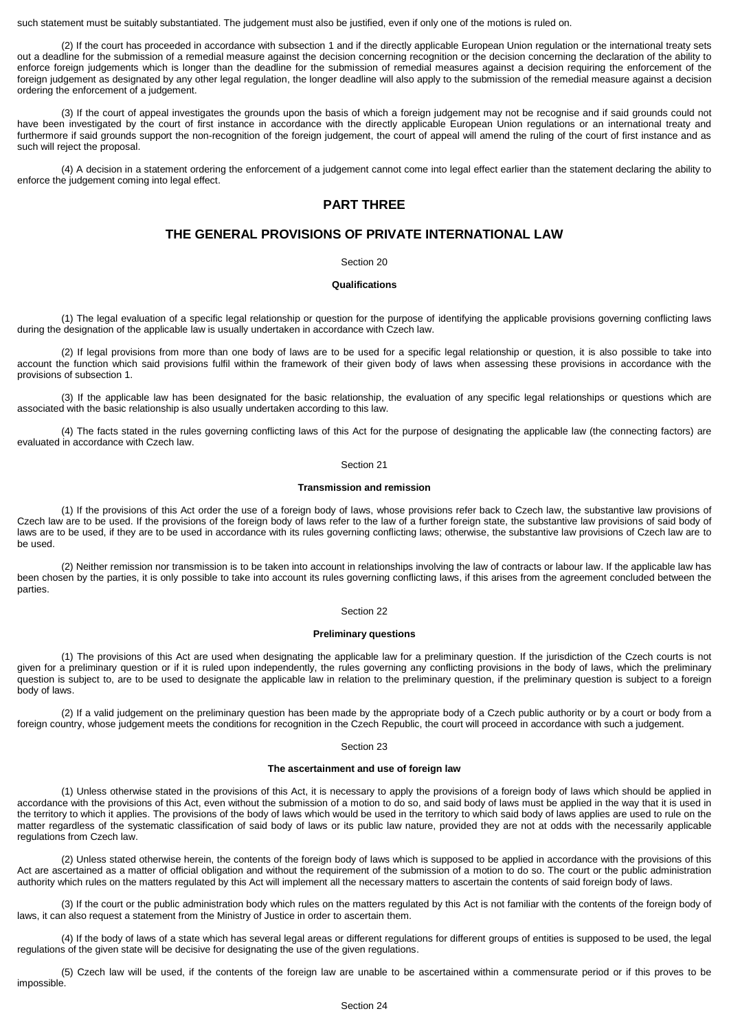such statement must be suitably substantiated. The judgement must also be justified, even if only one of the motions is ruled on.

(2) If the court has proceeded in accordance with subsection 1 and if the directly applicable European Union regulation or the international treaty sets out a deadline for the submission of a remedial measure against the decision concerning recognition or the decision concerning the declaration of the ability to enforce foreign judgements which is longer than the deadline for the submission of remedial measures against a decision requiring the enforcement of the foreign judgement as designated by any other legal regulation, the longer deadline will also apply to the submission of the remedial measure against a decision ordering the enforcement of a judgement.

(3) If the court of appeal investigates the grounds upon the basis of which a foreign judgement may not be recognise and if said grounds could not have been investigated by the court of first instance in accordance with the directly applicable European Union regulations or an international treaty and furthermore if said grounds support the non-recognition of the foreign judgement, the court of appeal will amend the ruling of the court of first instance and as such will reject the proposal.

(4) A decision in a statement ordering the enforcement of a judgement cannot come into legal effect earlier than the statement declaring the ability to enforce the judgement coming into legal effect.

## PART THREE

## THE GENERAL PROVISIONS OF PRIVATE INTERNATIONAL LAW

Section 20

**Qualifications**

(1) The legal evaluation of a specific legal relationship or question for the purpose of identifying the applicable provisions governing conflicting laws during the designation of the applicable law is usually undertaken in accordance with Czech law.

(2) If legal provisions from more than one body of laws are to be used for a specific legal relationship or question, it is also possible to take into account the function which said provisions fulfil within the framework of their given body of laws when assessing these provisions in accordance with the provisions of subsection 1.

(3) If the applicable law has been designated for the basic relationship, the evaluation of any specific legal relationships or questions which are associated with the basic relationship is also usually undertaken according to this law.

(4) The facts stated in the rules governing conflicting laws of this Act for the purpose of designating the applicable law (the connecting factors) are evaluated in accordance with Czech law.

Section 21

**Transmission and remission**

(1) If the provisions of this Act order the use of a foreign body of laws, whose provisions refer back to Czech law, the substantive law provisions of Czech law are to be used. If the provisions of the foreign body of laws refer to the law of a further foreign state, the substantive law provisions of said body of laws are to be used, if they are to be used in accordance with its rules governing conflicting laws; otherwise, the substantive law provisions of Czech law are to be used.

(2) Neither remission nor transmission is to be taken into account in relationships involving the law of contracts or labour law. If the applicable law has been chosen by the parties, it is only possible to take into account its rules governing conflicting laws, if this arises from the agreement concluded between the parties.

Section 22

**Preliminary questions**

(1) The provisions of this Act are used when designating the applicable law for a preliminary question. If the jurisdiction of the Czech courts is not given for a preliminary question or if it is ruled upon independently, the rules governing any conflicting provisions in the body of laws, which the preliminary question is subject to, are to be used to designate the applicable law in relation to the preliminary question, if the preliminary question is subject to a foreign body of laws.

(2) If a valid judgement on the preliminary question has been made by the appropriate body of a Czech public authority or by a court or body from a foreign country, whose judgement meets the conditions for recognition in the Czech Republic, the court will proceed in accordance with such a judgement.

Section 23

**The ascertainment and use of foreign law**

(1) Unless otherwise stated in the provisions of this Act, it is necessary to apply the provisions of a foreign body of laws which should be applied in accordance with the provisions of this Act, even without the submission of a motion to do so, and said body of laws must be applied in the way that it is used in the territory to which it applies. The provisions of the body of laws which would be used in the territory to which said body of laws applies are used to rule on the matter regardless of the systematic classification of said body of laws or its public law nature, provided they are not at odds with the necessarily applicable regulations from Czech law.

(2) Unless stated otherwise herein, the contents of the foreign body of laws which is supposed to be applied in accordance with the provisions of this Act are ascertained as a matter of official obligation and without the requirement of the submission of a motion to do so. The court or the public administration authority which rules on the matters regulated by this Act will implement all the necessary matters to ascertain the contents of said foreign body of laws.

(3) If the court or the public administration body which rules on the matters regulated by this Act is not familiar with the contents of the foreign body of laws, it can also request a statement from the Ministry of Justice in order to ascertain them.

(4) If the body of laws of a state which has several legal areas or different regulations for different groups of entities is supposed to be used, the legal regulations of the given state will be decisive for designating the use of the given regulations.

(5) Czech law will be used, if the contents of the foreign law are unable to be ascertained within a commensurate period or if this proves to be impossible.

Section 24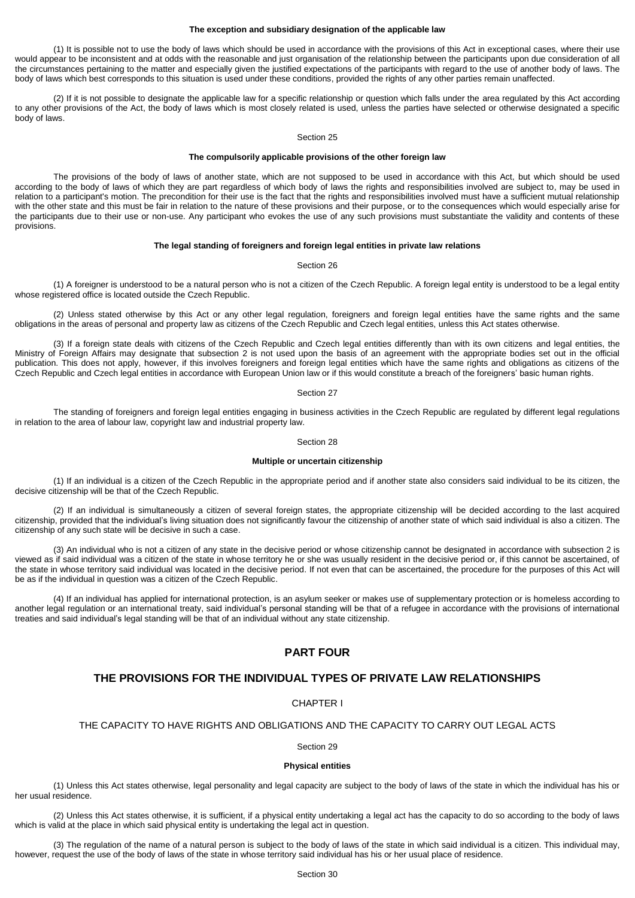#### The exception and subsidiary designation of the applicable law

(1) It is possible not to use the body of laws which should be used in accordance with the provisions of this Act in exceptional cases, where their use would appear to be inconsistent and at odds with the reasonable and just organisation of the relationship between the participants upon due consideration of all the circumstances pertaining to the matter and especially given the justified expectations of the participants with regard to the use of another body of laws. The body of laws which best corresponds to this situation is used under these conditions, provided the rights of any other parties remain unaffected.

(2) If it is not possible to designate the applicable law for a specific relationship or question which falls under the area regulated by this Act according to any other provisions of the Act, the body of laws which is most closely related is used, unless the parties have selected or otherwise designated a specific body of laws.

Section 25

#### The compulsorily applicable provisions of the other foreign law

The provisions of the body of laws of another state, which are not supposed to be used in accordance with this Act, but which should be used according to the body of laws of which they are part regardless of which body of laws the rights and responsibilities involved are subject to, may be used in relation to a participant's motion. The precondition for their use is the fact that the rights and responsibilities involved must have a sufficient mutual relationship with the other state and this must be fair in relation to the nature of these provisions and their purpose, or to the consequences which would especially arise for the participants due to their use or non-use. Any participant who evokes the use of any such provisions must substantiate the validity and contents of these provisions.

#### The legal standing of foreigners and foreign legal entities in private law relations

Section 26

(1) A foreigner is understood to be a natural person who is not a citizen of the Czech Republic. A foreign legal entity is understood to be a legal entity whose registered office is located outside the Czech Republic.

(2) Unless stated otherwise by this Act or any other legal regulation, foreigners and foreign legal entities have the same rights and the same obligations in the areas of personal and property law as citizens of the Czech Republic and Czech legal entities, unless this Act states otherwise.

(3) If a foreign state deals with citizens of the Czech Republic and Czech legal entities differently than with its own citizens and legal entities, the Ministry of Foreign Affairs may designate that subsection 2 is not used upon the basis of an agreement with the appropriate bodies set out in the official publication. This does not apply, however, if this involves foreigners and foreign legal entities which have the same rights and obligations as citizens of the Czech Republic and Czech legal entities in accordance with European Union law or if this would constitute a breach of the foreigners' basic human rights.

Section 27

The standing of foreigners and foreign legal entities engaging in business activities in the Czech Republic are regulated by different legal regulations in relation to the area of labour law, copyright law and industrial property law.

Section 28

#### Multiple or uncertain citizenship

(1) If an individual is a citizen of the Czech Republic in the appropriate period and if another state also considers said individual to be its citizen, the decisive citizenship will be that of the Czech Republic.

(2) If an individual is simultaneously a citizen of several foreign states, the appropriate citizenship will be decided according to the last acquired citizenship, provided that the individual's living situation does not significantly favour the citizenship of another state of which said individual is also a citizen. The citizenship of any such state will be decisive in such a case.

(3) An individual who is not a citizen of any state in the decisive period or whose citizenship cannot be designated in accordance with subsection 2 is viewed as if said individual was a citizen of the state in whose territory he or she was usually resident in the decisive period or, if this cannot be ascertained, of the state in whose territory said individual was located in the decisive period. If not even that can be ascertained, the procedure for the purposes of this Act will be as if the individual in question was a citizen of the Czech Republic.

(4) If an individual has applied for international protection, is an asylum seeker or makes use of supplementary protection or is homeless according to another legal regulation or an international treaty, said individual's personal standing will be that of a refugee in accordance with the provisions of international treaties and said individual's legal standing will be that of an individual without any state citizenship.

## PART FOUR

## THE PROVISIONS FOR THE INDIVIDUAL TYPES OF PRIVATE LAW RELATIONSHIPS

### CHAPTER I

### THE CAPACITY TO HAVE RIGHTS AND OBLIGATIONS AND THE CAPACITY TO CARRY OUT LEGAL ACTS

Section 29

#### Physical entities

(1) Unless this Act states otherwise, legal personality and legal capacity are subject to the body of laws of the state in which the individual has his or her usual residence.

(2) Unless this Act states otherwise, it is sufficient, if a physical entity undertaking a legal act has the capacity to do so according to the body of laws which is valid at the place in which said physical entity is undertaking the legal act in question.

(3) The regulation of the name of a natural person is subject to the body of laws of the state in which said individual is a citizen. This individual may, however, request the use of the body of laws of the state in whose territory said individual has his or her usual place of residence.

Section 30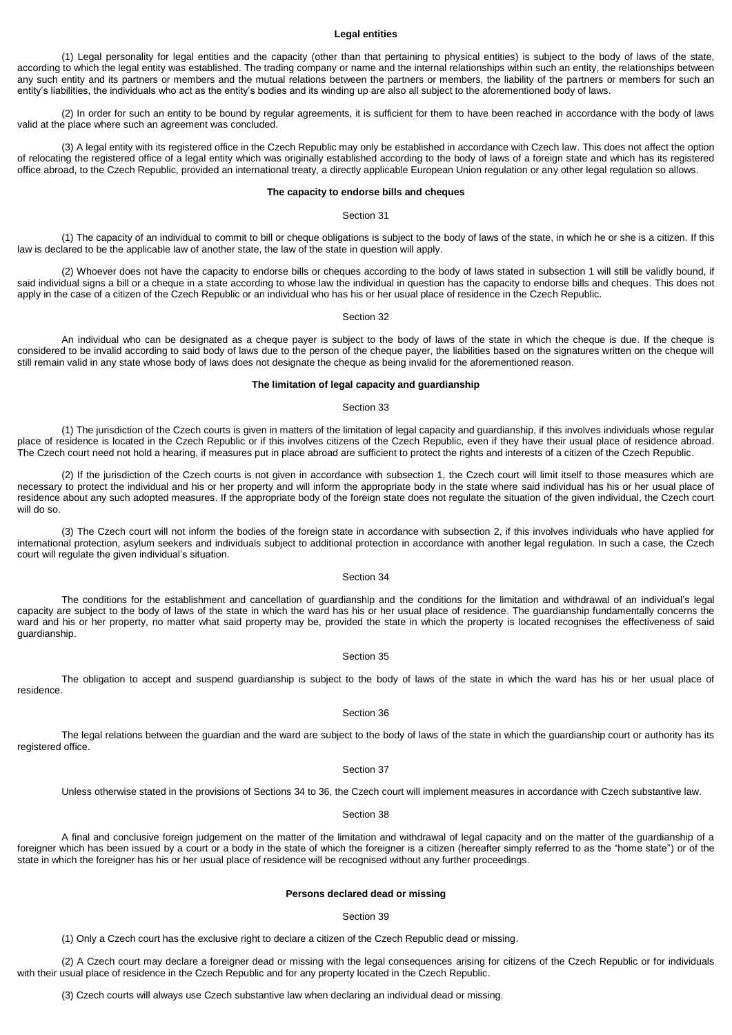### Legal entities

(1) Legal personality for legal entities and the capacity (other than that pertaining to physical entities) is subject to the body of laws of the state, according to which the legal entity was established. The trading company or name and the internal relationships within such an entity, the relationships between any such entity and its partners or members and the mutual relations between the partners or members, the liability of the partners or members for such an entity's liabilities, the individuals who act as the entity's bodies and its winding up are also all subject to the aforementioned body of laws.

(2) In order for such an entity to be bound by regular agreements, it is sufficient for them to have been reached in accordance with the body of laws valid at the place where such an agreement was concluded.

(3) A legal entity with its registered office in the Czech Republic may only be established in accordance with Czech law. This does not affect the option of relocating the registered office of a legal entity which was originally established according to the body of laws of a foreign state and which has its registered office abroad, to the Czech Republic, provided an international treaty, a directly applicable European Union regulation or any other legal regulation so allows.

### The capacity to endorse bills and cheques

Section 31

(1) The capacity of an individual to commit to bill or cheque obligations is subject to the body of laws of the state, in which he or she is a citizen. If this law is declared to be the applicable law of another state, the law of the state in question will apply.

(2) Whoever does not have the capacity to endorse bills or cheques according to the body of laws stated in subsection 1 will still be validly bound, if said individual signs a bill or a cheque in a state according to whose law the individual in question has the capacity to endorse bills and cheques. This does not apply in the case of a citizen of the Czech Republic or an individual who has his or her usual place of residence in the Czech Republic.

Section 32

An individual who can be designated as a cheque payer is subject to the body of laws of the state in which the cheque is due. If the cheque is considered to be invalid according to said body of laws due to the person of the cheque payer, the liabilities based on the signatures written on the cheque will still remain valid in any state whose body of laws does not designate the cheque as being invalid for the aforementioned reason.

### The limitation of legal capacity and guardianship

Section 33

(1) The jurisdiction of the Czech courts is given in matters of the limitation of legal capacity and guardianship, if this involves individuals whose regular place of residence is located in the Czech Republic or if this involves citizens of the Czech Republic, even if they have their usual place of residence abroad. The Czech court need not hold a hearing, if measures put in place abroad are sufficient to protect the rights and interests of a citizen of the Czech Republic.

(2) If the jurisdiction of the Czech courts is not given in accordance with subsection 1, the Czech court will limit itself to those measures which are necessary to protect the individual and his or her property and will inform the appropriate body in the state where said individual has his or her usual place of residence about any such adopted measures. If the appropriate body of the foreign state does not regulate the situation of the given individual, the Czech court will do so.

(3) The Czech court will not inform the bodies of the foreign state in accordance with subsection 2, if this involves individuals who have applied for international protection, asylum seekers and individuals subject to additional protection in accordance with another legal regulation. In such a case, the Czech court will regulate the given individual's situation.

Section 34

The conditions for the establishment and cancellation of guardianship and the conditions for the limitation and withdrawal of an individual's legal capacity are subject to the body of laws of the state in which the ward has his or her usual place of residence. The guardianship fundamentally concerns the ward and his or her property, no matter what said property may be, provided the state in which the property is located recognises the effectiveness of said guardianship.

Section 35

The obligation to accept and suspend guardianship is subject to the body of laws of the state in which the ward has his or her usual place of residence.

Section 36

The legal relations between the guardian and the ward are subject to the body of laws of the state in which the guardianship court or authority has its registered office.

Section 37

Unless otherwise stated in the provisions of Sections 34 to 36, the Czech court will implement measures in accordance with Czech substantive law.

Section 38

A final and conclusive foreign judgement on the matter of the limitation and withdrawal of legal capacity and on the matter of the guardianship of a foreigner which has been issued by a court or a body in the state of which the foreigner is a citizen (hereafter simply referred to as the "home state") or of the state in which the foreigner has his or her usual place of residence will be recognised without any further proceedings.

### Persons declared dead or missing

Section 39

(1) Only a Czech court has the exclusive right to declare a citizen of the Czech Republic dead or missing.

(2) A Czech court may declare a foreigner dead or missing with the legal consequences arising for citizens of the Czech Republic or for individuals with their usual place of residence in the Czech Republic and for any property located in the Czech Republic.

(3) Czech courts will always use Czech substantive law when declaring an individual dead or missing.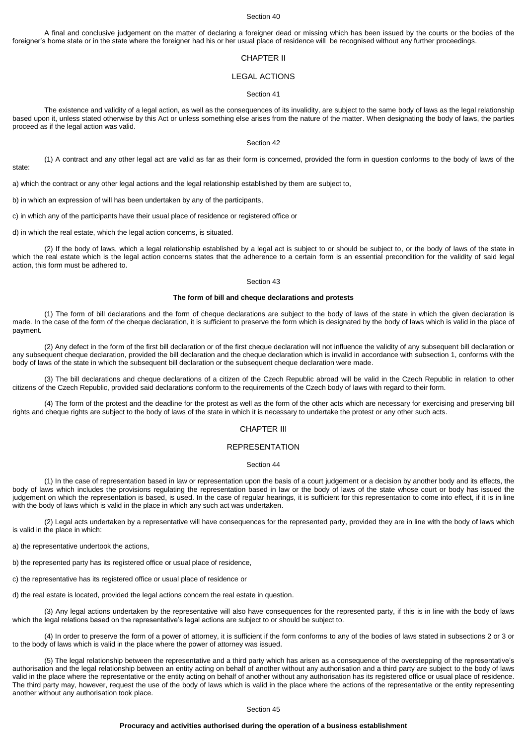Section 40

A final and conclusive judgement on the matter of declaring a foreigner dead or missing which has been issued by the courts or the bodies of the foreigner's home state or in the state where the foreigner had his or her usual place of residence will be recognised without any further proceedings.

## CHAPTER II

## LEGAL ACTIONS

Section 41

The existence and validity of a legal action, as well as the consequences of its invalidity, are subject to the same body of laws as the legal relationship based upon it, unless stated otherwise by this Act or unless something else arises from the nature of the matter. When designating the body of laws, the parties proceed as if the legal action was valid.

Section 42

(1) A contract and any other legal act are valid as far as their form is concerned, provided the form in question conforms to the body of laws of the state:

a) which the contract or any other legal actions and the legal relationship established by them are subject to,

b) in which an expression of will has been undertaken by any of the participants,

c) in which any of the participants have their usual place of residence or registered office or

d) in which the real estate, which the legal action concerns, is situated.

(2) If the body of laws, which a legal relationship established by a legal act is subject to or should be subject to, or the body of laws of the state in which the real estate which is the legal action concerns states that the adherence to a certain form is an essential precondition for the validity of said legal action, this form must be adhered to.

Section 43

**The form of bill and cheque declarations and protests**

(1) The form of bill declarations and the form of cheque declarations are subject to the body of laws of the state in which the given declaration is made. In the case of the form of the cheque declaration, it is sufficient to preserve the form which is designated by the body of laws which is valid in the place of payment.

(2) Any defect in the form of the first bill declaration or of the first cheque declaration will not influence the validity of any subsequent bill declaration or any subsequent cheque declaration, provided the bill declaration and the cheque declaration which is invalid in accordance with subsection 1, conforms with the body of laws of the state in which the subsequent bill declaration or the subsequent cheque declaration were made.

(3) The bill declarations and cheque declarations of a citizen of the Czech Republic abroad will be valid in the Czech Republic in relation to other citizens of the Czech Republic, provided said declarations conform to the requirements of the Czech body of laws with regard to their form.

(4) The form of the protest and the deadline for the protest as well as the form of the other acts which are necessary for exercising and preserving bill rights and cheque rights are subject to the body of laws of the state in which it is necessary to undertake the protest or any other such acts.

## CHAPTER III

## REPRESENTATION

Section 44

(1) In the case of representation based in law or representation upon the basis of a court judgement or a decision by another body and its effects, the body of laws which includes the provisions regulating the representation based in law or the body of laws of the state whose court or body has issued the judgement on which the representation is based, is used. In the case of regular hearings, it is sufficient for this representation to come into effect, if it is in line with the body of laws which is valid in the place in which any such act was undertaken.

(2) Legal acts undertaken by a representative will have consequences for the represented party, provided they are in line with the body of laws which is valid in the place in which:

a) the representative undertook the actions,

b) the represented party has its registered office or usual place of residence,

c) the representative has its registered office or usual place of residence or

d) the real estate is located, provided the legal actions concern the real estate in question.

(3) Any legal actions undertaken by the representative will also have consequences for the represented party, if this is in line with the body of laws which the legal relations based on the representative's legal actions are subject to or should be subject to.

(4) In order to preserve the form of a power of attorney, it is sufficient if the form conforms to any of the bodies of laws stated in subsections 2 or 3 or to the body of laws which is valid in the place where the power of attorney was issued.

(5) The legal relationship between the representative and a third party which has arisen as a consequence of the overstepping of the representative's authorisation and the legal relationship between an entity acting on behalf of another without any authorisation and a third party are subject to the body of laws valid in the place where the representative or the entity acting on behalf of another without any authorisation has its registered office or usual place of residence. The third party may, however, request the use of the body of laws which is valid in the place where the actions of the representative or the entity representing another without any authorisation took place.

Section 45

**Procuracy and activities authorised during the operation of a business establishment**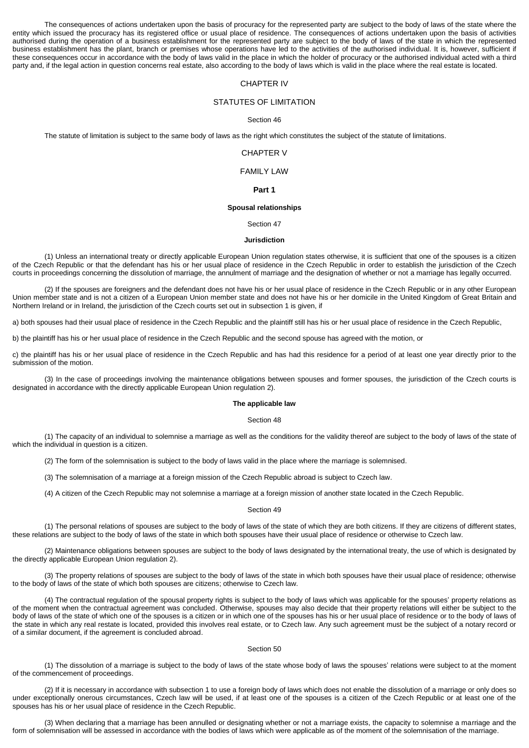The consequences of actions undertaken upon the basis of procuracy for the represented party are subject to the body of laws of the state where the entity which issued the procuracy has its registered office or usual place of residence. The consequences of actions undertaken upon the basis of activities authorised during the operation of a business establishment for the represented party are subject to the body of laws of the state in which the represented business establishment has the plant, branch or premises whose operations have led to the activities of the authorised individual. It is, however, sufficient if these consequences occur in accordance with the body of laws valid in the place in which the holder of procuracy or the authorised individual acted with a third party and, if the legal action in question concerns real estate, also according to the body of laws which is valid in the place where the real estate is located.

## CHAPTER IV

## STATUTES OF LIMITATION

Section 46

The statute of limitation is subject to the same body of laws as the right which constitutes the subject of the statute of limitations.

## CHAPTER V

## FAMILY LAW

### Part 1

### Spousal relationships

Section 47

**Jurisdiction**

(1) Unless an international treaty or directly applicable European Union regulation states otherwise, it is sufficient that one of the spouses is a citizen of the Czech Republic or that the defendant has his or her usual place of residence in the Czech Republic in order to establish the jurisdiction of the Czech courts in proceedings concerning the dissolution of marriage, the annulment of marriage and the designation of whether or not a marriage has legally occurred.

(2) If the spouses are foreigners and the defendant does not have his or her usual place of residence in the Czech Republic or in any other European Union member state and is not a citizen of a European Union member state and does not have his or her domicile in the United Kingdom of Great Britain and Northern Ireland or in Ireland, the jurisdiction of the Czech courts set out in subsection 1 is given, if

a) both spouses had their usual place of residence in the Czech Republic and the plaintiff still has his or her usual place of residence in the Czech Republic,

b) the plaintiff has his or her usual place of residence in the Czech Republic and the second spouse has agreed with the motion, or

c) the plaintiff has his or her usual place of residence in the Czech Republic and has had this residence for a period of at least one year directly prior to the submission of the motion.

(3) In the case of proceedings involving the maintenance obligations between spouses and former spouses, the jurisdiction of the Czech courts is designated in accordance with the directly applicable European Union regulation 2).

**The applicable law**

Section 48

(1) The capacity of an individual to solemnise a marriage as well as the conditions for the validity thereof are subject to the body of laws of the state of which the individual in question is a citizen.

(2) The form of the solemnisation is subject to the body of laws valid in the place where the marriage is solemnised.

(3) The solemnisation of a marriage at a foreign mission of the Czech Republic abroad is subject to Czech law.

(4) A citizen of the Czech Republic may not solemnise a marriage at a foreign mission of another state located in the Czech Republic.

Section 49

(1) The personal relations of spouses are subject to the body of laws of the state of which they are both citizens. If they are citizens of different states, these relations are subject to the body of laws of the state in which both spouses have their usual place of residence or otherwise to Czech law.

(2) Maintenance obligations between spouses are subject to the body of laws designated by the international treaty, the use of which is designated by the directly applicable European Union regulation 2).

(3) The property relations of spouses are subject to the body of laws of the state in which both spouses have their usual place of residence; otherwise to the body of laws of the state of which both spouses are citizens; otherwise to Czech law.

(4) The contractual regulation of the spousal property rights is subject to the body of laws which was applicable for the spouses' property relations as of the moment when the contractual agreement was concluded. Otherwise, spouses may also decide that their property relations will either be subject to the body of laws of the state of which one of the spouses is a citizen or in which one of the spouses has his or her usual place of residence or to the body of laws of the state in which any real restate is located, provided this involves real estate, or to Czech law. Any such agreement must be the subject of a notary record or of a similar document, if the agreement is concluded abroad.

Section 50

(1) The dissolution of a marriage is subject to the body of laws of the state whose body of laws the spouses' relations were subject to at the moment of the commencement of proceedings.

(2) If it is necessary in accordance with subsection 1 to use a foreign body of laws which does not enable the dissolution of a marriage or only does so under exceptionally onerous circumstances, Czech law will be used, if at least one of the spouses is a citizen of the Czech Republic or at least one of the spouses has his or her usual place of residence in the Czech Republic.

(3) When declaring that a marriage has been annulled or designating whether or not a marriage exists, the capacity to solemnise a marriage and the form of solemnisation will be assessed in accordance with the bodies of laws which were applicable as of the moment of the solemnisation of the marriage.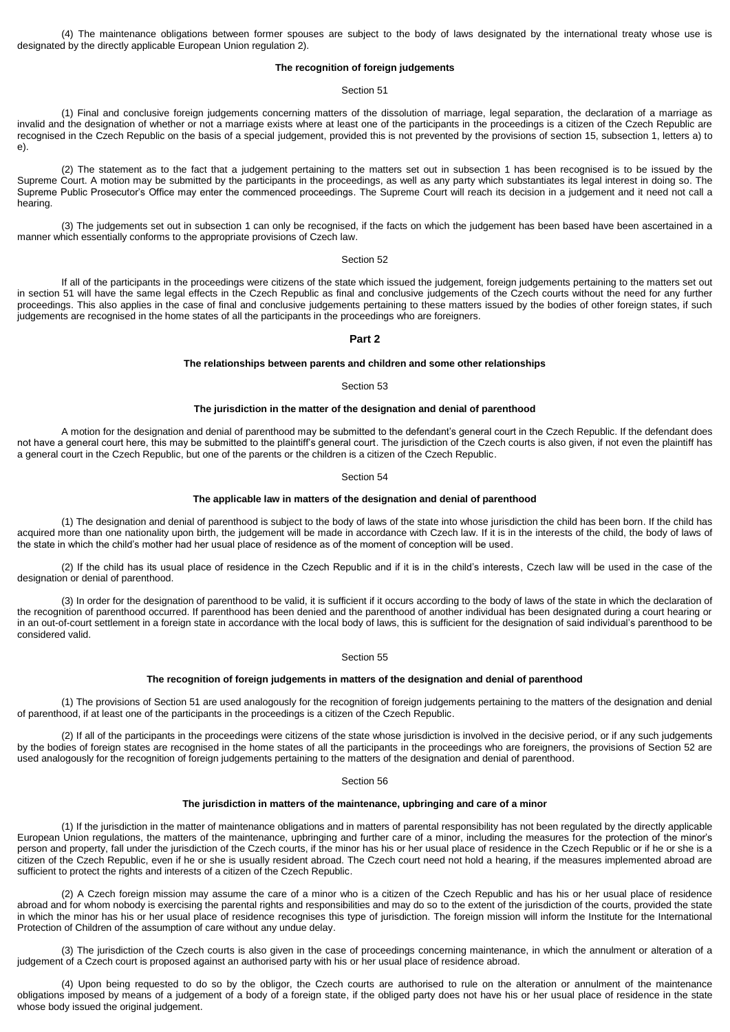(4) The maintenance obligations between former spouses are subject to the body of laws designated by the international treaty whose use is designated by the directly applicable European Union regulation 2).

### The recognition of foreign judgements

Section 51

(1) Final and conclusive foreign judgements concerning matters of the dissolution of marriage, legal separation, the declaration of a marriage as invalid and the designation of whether or not a marriage exists where at least one of the participants in the proceedings is a citizen of the Czech Republic are recognised in the Czech Republic on the basis of a special judgement, provided this is not prevented by the provisions of section 15, subsection 1, letters a) to e).

(2) The statement as to the fact that a judgement pertaining to the matters set out in subsection 1 has been recognised is to be issued by the Supreme Court. A motion may be submitted by the participants in the proceedings, as well as any party which substantiates its legal interest in doing so. The Supreme Public Prosecutor's Office may enter the commenced proceedings. The Supreme Court will reach its decision in a judgement and it need not call a hearing.

(3) The judgements set out in subsection 1 can only be recognised, if the facts on which the judgement has been based have been ascertained in a manner which essentially conforms to the appropriate provisions of Czech law.

Section 52

If all of the participants in the proceedings were citizens of the state which issued the judgement, foreign judgements pertaining to the matters set out in section 51 will have the same legal effects in the Czech Republic as final and conclusive judgements of the Czech courts without the need for any further proceedings. This also applies in the case of final and conclusive judgements pertaining to these matters issued by the bodies of other foreign states, if such judgements are recognised in the home states of all the participants in the proceedings who are foreigners.

## Part 2

### The relationships between parents and children and some other relationships

Section 53

### The jurisdiction in the matter of the designation and denial of parenthood

A motion for the designation and denial of parenthood may be submitted to the defendant's general court in the Czech Republic. If the defendant does not have a general court here, this may be submitted to the plaintiff's general court. The jurisdiction of the Czech courts is also given, if not even the plaintiff has a general court in the Czech Republic, but one of the parents or the children is a citizen of the Czech Republic.

Section 54

### The applicable law in matters of the designation and denial of parenthood

(1) The designation and denial of parenthood is subject to the body of laws of the state into whose jurisdiction the child has been born. If the child has acquired more than one nationality upon birth, the judgement will be made in accordance with Czech law. If it is in the interests of the child, the body of laws of the state in which the child's mother had her usual place of residence as of the moment of conception will be used.

(2) If the child has its usual place of residence in the Czech Republic and if it is in the child's interests, Czech law will be used in the case of the designation or denial of parenthood.

(3) In order for the designation of parenthood to be valid, it is sufficient if it occurs according to the body of laws of the state in which the declaration of the recognition of parenthood occurred. If parenthood has been denied and the parenthood of another individual has been designated during a court hearing or in an out-of-court settlement in a foreign state in accordance with the local body of laws, this is sufficient for the designation of said individual's parenthood to be considered valid.

Section 55

### The recognition of foreign judgements in matters of the designation and denial of parenthood

(1) The provisions of Section 51 are used analogously for the recognition of foreign judgements pertaining to the matters of the designation and denial of parenthood, if at least one of the participants in the proceedings is a citizen of the Czech Republic.

(2) If all of the participants in the proceedings were citizens of the state whose jurisdiction is involved in the decisive period, or if any such judgements by the bodies of foreign states are recognised in the home states of all the participants in the proceedings who are foreigners, the provisions of Section 52 are used analogously for the recognition of foreign judgements pertaining to the matters of the designation and denial of parenthood.

Section 56

### The jurisdiction in matters of the maintenance, upbringing and care of a minor

(1) If the jurisdiction in the matter of maintenance obligations and in matters of parental responsibility has not been regulated by the directly applicable European Union regulations, the matters of the maintenance, upbringing and further care of a minor, including the measures for the protection of the minor's person and property, fall under the jurisdiction of the Czech courts, if the minor has his or her usual place of residence in the Czech Republic or if he or she is a citizen of the Czech Republic, even if he or she is usually resident abroad. The Czech court need not hold a hearing, if the measures implemented abroad are sufficient to protect the rights and interests of a citizen of the Czech Republic.

(2) A Czech foreign mission may assume the care of a minor who is a citizen of the Czech Republic and has his or her usual place of residence abroad and for whom nobody is exercising the parental rights and responsibilities and may do so to the extent of the jurisdiction of the courts, provided the state in which the minor has his or her usual place of residence recognises this type of jurisdiction. The foreign mission will inform the Institute for the International Protection of Children of the assumption of care without any undue delay.

(3) The jurisdiction of the Czech courts is also given in the case of proceedings concerning maintenance, in which the annulment or alteration of a judgement of a Czech court is proposed against an authorised party with his or her usual place of residence abroad.

(4) Upon being requested to do so by the obligor, the Czech courts are authorised to rule on the alteration or annulment of the maintenance obligations imposed by means of a judgement of a body of a foreign state, if the obliged party does not have his or her usual place of residence in the state whose body issued the original judgement.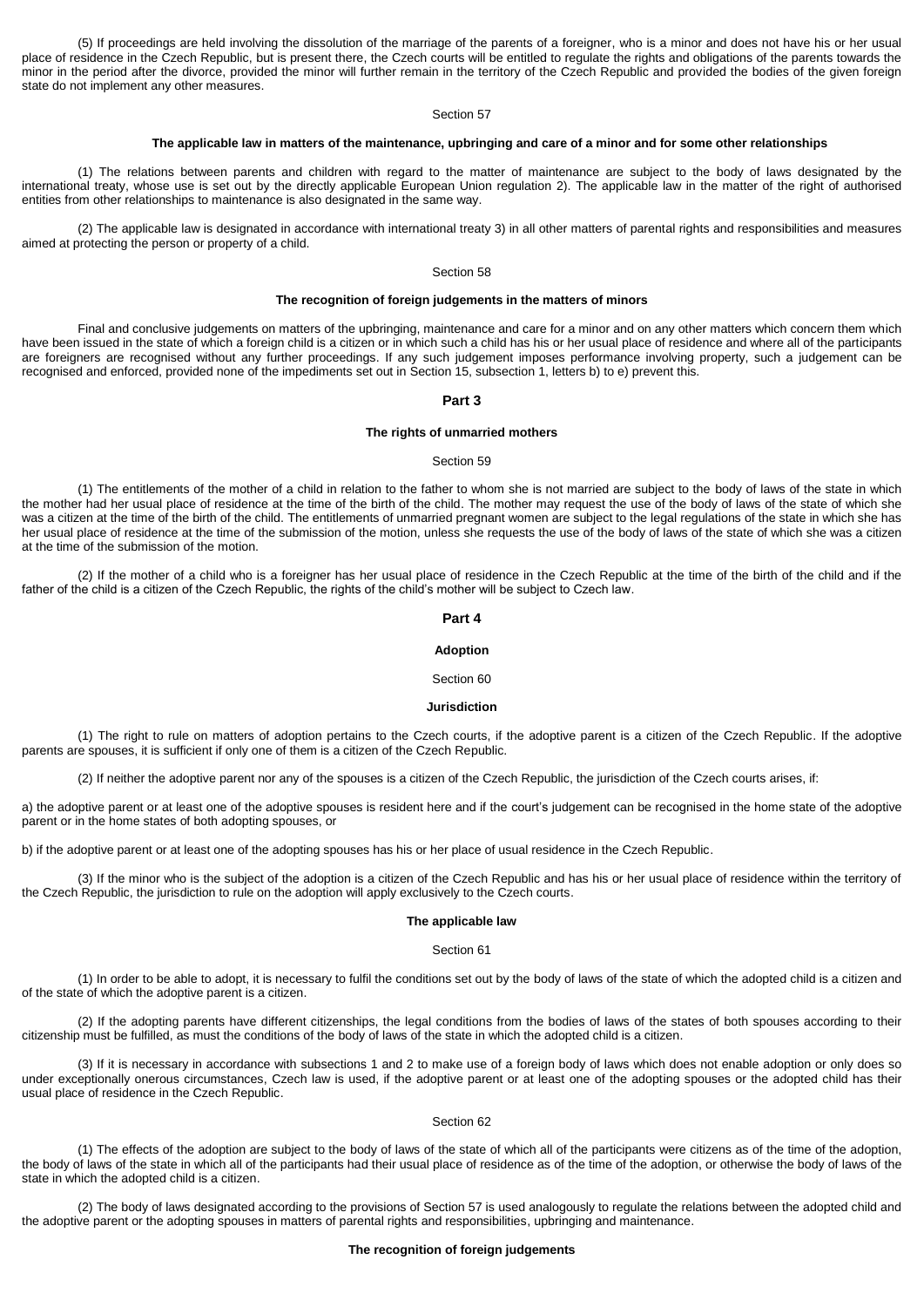(5) If proceedings are held involving the dissolution of the marriage of the parents of a foreigner, who is a minor and does not have his or her usual place of residence in the Czech Republic, but is present there, the Czech courts will be entitled to regulate the rights and obligations of the parents towards the minor in the period after the divorce, provided the minor will further remain in the territory of the Czech Republic and provided the bodies of the given foreign state do not implement any other measures.

Section 57

**The applicable law in matters of the maintenance, upbringing and care of a minor and for some other relationships**

(1) The relations between parents and children with regard to the matter of maintenance are subject to the body of laws designated by the international treaty, whose use is set out by the directly applicable European Union regulation 2). The applicable law in the matter of the right of authorised entities from other relationships to maintenance is also designated in the same way.

(2) The applicable law is designated in accordance with international treaty 3) in all other matters of parental rights and responsibilities and measures aimed at protecting the person or property of a child.

Section 58

**The recognition of foreign judgements in the matters of minors**

Final and conclusive judgements on matters of the upbringing, maintenance and care for a minor and on any other matters which concern them which have been issued in the state of which a foreign child is a citizen or in which such a child has his or her usual place of residence and where all of the participants are foreigners are recognised without any further proceedings. If any such judgement imposes performance involving property, such a judgement can be recognised and enforced, provided none of the impediments set out in Section 15, subsection 1, letters b) to e) prevent this.

## Part 3

**The rights of unmarried mothers**

Section 59

(1) The entitlements of the mother of a child in relation to the father to whom she is not married are subject to the body of laws of the state in which the mother had her usual place of residence at the time of the birth of the child. The mother may request the use of the body of laws of the state of which she was a citizen at the time of the birth of the child. The entitlements of unmarried pregnant women are subject to the legal regulations of the state in which she has her usual place of residence at the time of the submission of the motion, unless she requests the use of the body of laws of the state of which she was a citizen at the time of the submission of the motion.

(2) If the mother of a child who is a foreigner has her usual place of residence in the Czech Republic at the time of the birth of the child and if the father of the child is a citizen of the Czech Republic, the rights of the child's mother will be subject to Czech law.

## Part 4

**Adoption**

Section 60

**Jurisdiction**

(1) The right to rule on matters of adoption pertains to the Czech courts, if the adoptive parent is a citizen of the Czech Republic. If the adoptive parents are spouses, it is sufficient if only one of them is a citizen of the Czech Republic.

(2) If neither the adoptive parent nor any of the spouses is a citizen of the Czech Republic, the jurisdiction of the Czech courts arises, if:

a) the adoptive parent or at least one of the adoptive spouses is resident here and if the court's judgement can be recognised in the home state of the adoptive parent or in the home states of both adopting spouses, or

b) if the adoptive parent or at least one of the adopting spouses has his or her place of usual residence in the Czech Republic.

(3) If the minor who is the subject of the adoption is a citizen of the Czech Republic and has his or her usual place of residence within the territory of the Czech Republic, the jurisdiction to rule on the adoption will apply exclusively to the Czech courts.

**The applicable law**

Section 61

(1) In order to be able to adopt, it is necessary to fulfil the conditions set out by the body of laws of the state of which the adopted child is a citizen and of the state of which the adoptive parent is a citizen.

(2) If the adopting parents have different citizenships, the legal conditions from the bodies of laws of the states of both spouses according to their citizenship must be fulfilled, as must the conditions of the body of laws of the state in which the adopted child is a citizen.

(3) If it is necessary in accordance with subsections 1 and 2 to make use of a foreign body of laws which does not enable adoption or only does so under exceptionally onerous circumstances, Czech law is used, if the adoptive parent or at least one of the adopting spouses or the adopted child has their usual place of residence in the Czech Republic.

Section 62

(1) The effects of the adoption are subject to the body of laws of the state of which all of the participants were citizens as of the time of the adoption, the body of laws of the state in which all of the participants had their usual place of residence as of the time of the adoption, or otherwise the body of laws of the state in which the adopted child is a citizen.

(2) The body of laws designated according to the provisions of Section 57 is used analogously to regulate the relations between the adopted child and the adoptive parent or the adopting spouses in matters of parental rights and responsibilities, upbringing and maintenance.

**The recognition of foreign judgements**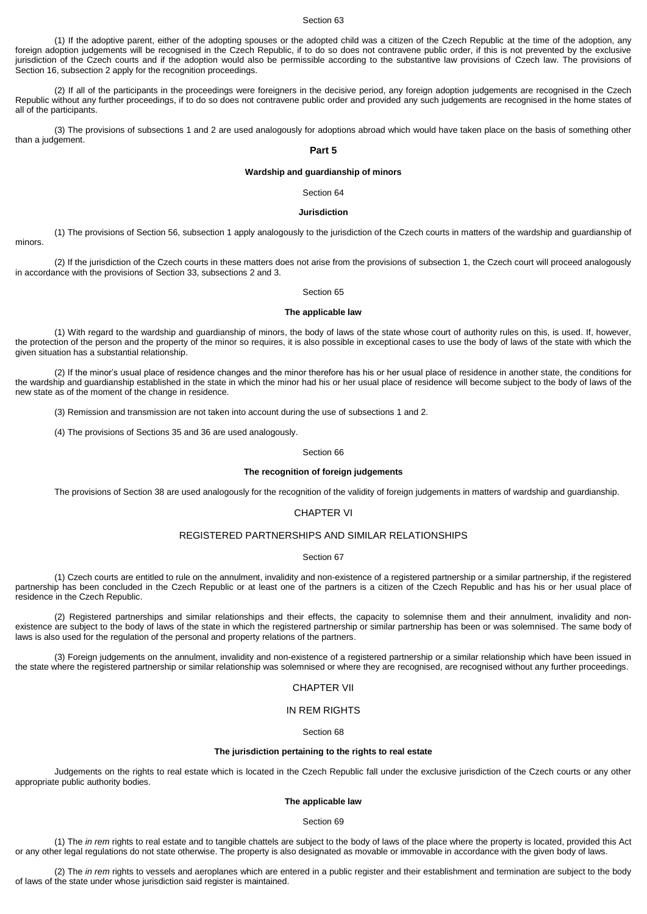Section 63

(1) If the adoptive parent, either of the adopting spouses or the adopted child was a citizen of the Czech Republic at the time of the adoption, any foreign adoption judgements will be recognised in the Czech Republic, if to do so does not contravene public order, if this is not prevented by the exclusive jurisdiction of the Czech courts and if the adoption would also be permissible according to the substantive law provisions of Czech law. The provisions of Section 16, subsection 2 apply for the recognition proceedings.

(2) If all of the participants in the proceedings were foreigners in the decisive period, any foreign adoption judgements are recognised in the Czech Republic without any further proceedings, if to do so does not contravene public order and provided any such judgements are recognised in the home states of all of the participants.

(3) The provisions of subsections 1 and 2 are used analogously for adoptions abroad which would have taken place on the basis of something other than a judgement.

## Part 5

### Wardship and guardianship of minors

Section 64

**Jurisdiction**

(1) The provisions of Section 56, subsection 1 apply analogously to the jurisdiction of the Czech courts in matters of the wardship and guardianship of minors.

(2) If the jurisdiction of the Czech courts in these matters does not arise from the provisions of subsection 1, the Czech court will proceed analogously in accordance with the provisions of Section 33, subsections 2 and 3.

Section 65

**The applicable law**

(1) With regard to the wardship and guardianship of minors, the body of laws of the state whose court of authority rules on this, is used. If, however, the protection of the person and the property of the minor so requires, it is also possible in exceptional cases to use the body of laws of the state with which the given situation has a substantial relationship.

(2) If the minor's usual place of residence changes and the minor therefore has his or her usual place of residence in another state, the conditions for the wardship and guardianship established in the state in which the minor had his or her usual place of residence will become subject to the body of laws of the new state as of the moment of the change in residence.

(3) Remission and transmission are not taken into account during the use of subsections 1 and 2.

(4) The provisions of Sections 35 and 36 are used analogously.

Section 66

**The recognition of foreign judgements**

The provisions of Section 38 are used analogously for the recognition of the validity of foreign judgements in matters of wardship and guardianship.

## CHAPTER VI

## REGISTERED PARTNERSHIPS AND SIMILAR RELATIONSHIPS

Section 67

(1) Czech courts are entitled to rule on the annulment, invalidity and non-existence of a registered partnership or a similar partnership, if the registered partnership has been concluded in the Czech Republic or at least one of the partners is a citizen of the Czech Republic and has his or her usual place of residence in the Czech Republic.

(2) Registered partnerships and similar relationships and their effects, the capacity to solemnise them and their annulment, invalidity and non-existence are subject to the body of laws of the state in which the registered partnership or similar partnership has been or was solemnised. The same body of laws is also used for the regulation of the personal and property relations of the partners.

(3) Foreign judgements on the annulment, invalidity and non-existence of a registered partnership or a similar relationship which have been issued in the state where the registered partnership or similar relationship was solemnised or where they are recognised, are recognised without any further proceedings.

## CHAPTER VII

## IN REM RIGHTS

Section 68

**The jurisdiction pertaining to the rights to real estate**

Judgements on the rights to real estate which is located in the Czech Republic fall under the exclusive jurisdiction of the Czech courts or any other appropriate public authority bodies.

**The applicable law**

Section 69

(1) The *in rem* rights to real estate and to tangible chattels are subject to the body of laws of the place where the property is located, provided this Act or any other legal regulations do not state otherwise. The property is also designated as movable or immovable in accordance with the given body of laws.

(2) The *in rem* rights to vessels and aeroplanes which are entered in a public register and their establishment and termination are subject to the body of laws of the state under whose jurisdiction said register is maintained.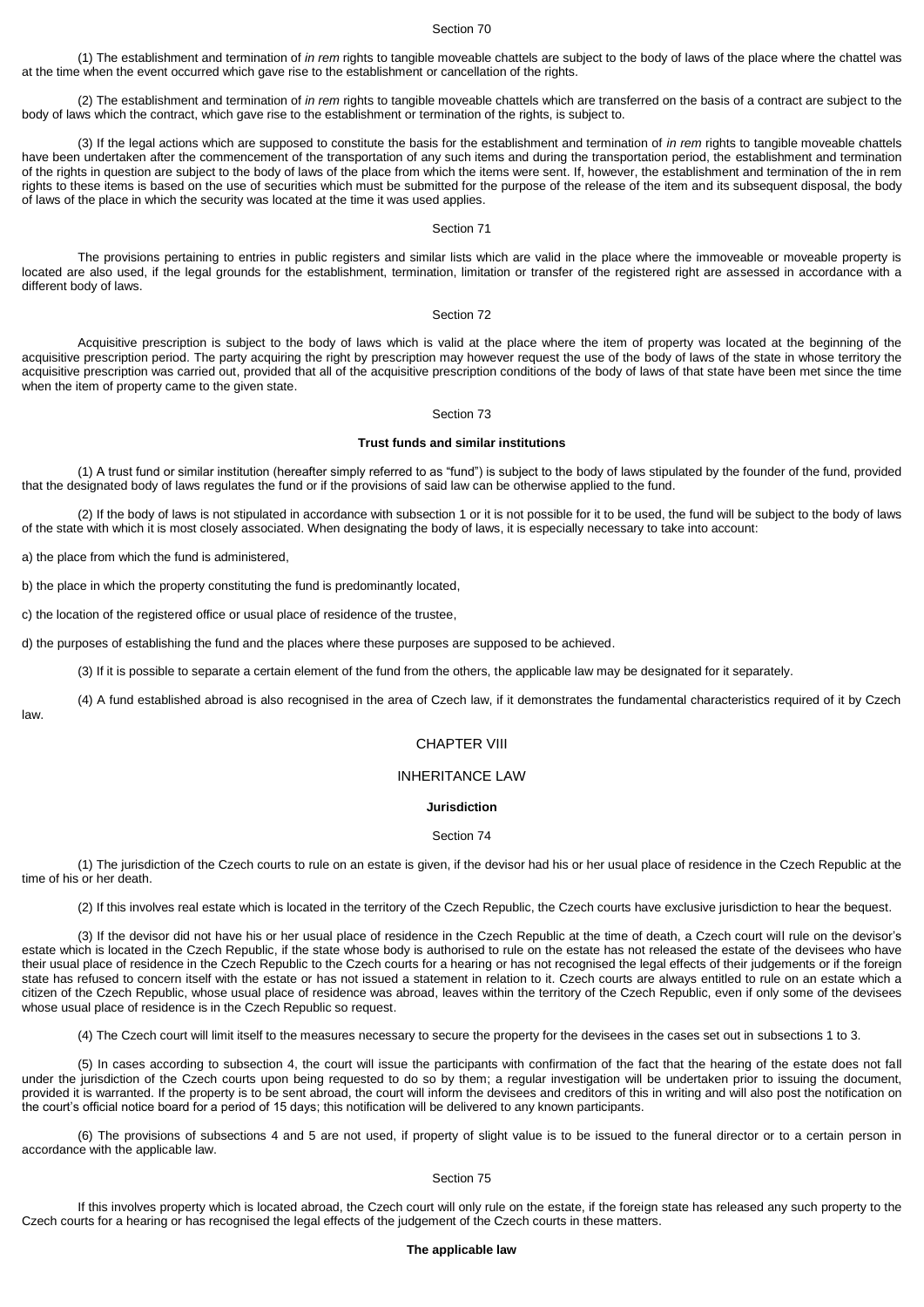Section 70

(1) The establishment and termination of *in rem* rights to tangible moveable chattels are subject to the body of laws of the place where the chattel was at the time when the event occurred which gave rise to the establishment or cancellation of the rights.

(2) The establishment and termination of *in rem* rights to tangible moveable chattels which are transferred on the basis of a contract are subject to the body of laws which the contract, which gave rise to the establishment or termination of the rights, is subject to.

(3) If the legal actions which are supposed to constitute the basis for the establishment and termination of *in rem* rights to tangible moveable chattels have been undertaken after the commencement of the transportation of any such items and during the transportation period, the establishment and termination of the rights in question are subject to the body of laws of the place from which the items were sent. If, however, the establishment and termination of the in rem rights to these items is based on the use of securities which must be submitted for the purpose of the release of the item and its subsequent disposal, the body of laws of the place in which the security was located at the time it was used applies.

Section 71

The provisions pertaining to entries in public registers and similar lists which are valid in the place where the immoveable or moveable property is located are also used, if the legal grounds for the establishment, termination, limitation or transfer of the registered right are assessed in accordance with a different body of laws.

Section 72

Acquisitive prescription is subject to the body of laws which is valid at the place where the item of property was located at the beginning of the acquisitive prescription period. The party acquiring the right by prescription may however request the use of the body of laws of the state in whose territory the acquisitive prescription was carried out, provided that all of the acquisitive prescription conditions of the body of laws of that state have been met since the time when the item of property came to the given state.

Section 73

**Trust funds and similar institutions**

(1) A trust fund or similar institution (hereafter simply referred to as "fund") is subject to the body of laws stipulated by the founder of the fund, provided that the designated body of laws regulates the fund or if the provisions of said law can be otherwise applied to the fund.

(2) If the body of laws is not stipulated in accordance with subsection 1 or it is not possible for it to be used, the fund will be subject to the body of laws of the state with which it is most closely associated. When designating the body of laws, it is especially necessary to take into account:

a) the place from which the fund is administered,

b) the place in which the property constituting the fund is predominantly located,

c) the location of the registered office or usual place of residence of the trustee,

d) the purposes of establishing the fund and the places where these purposes are supposed to be achieved.

(3) If it is possible to separate a certain element of the fund from the others, the applicable law may be designated for it separately.

(4) A fund established abroad is also recognised in the area of Czech law, if it demonstrates the fundamental characteristics required of it by Czech law.

## CHAPTER VIII

## INHERITANCE LAW

**Jurisdiction**

Section 74

(1) The jurisdiction of the Czech courts to rule on an estate is given, if the devisor had his or her usual place of residence in the Czech Republic at the time of his or her death.

(2) If this involves real estate which is located in the territory of the Czech Republic, the Czech courts have exclusive jurisdiction to hear the bequest.

(3) If the devisor did not have his or her usual place of residence in the Czech Republic at the time of death, a Czech court will rule on the devisor's estate which is located in the Czech Republic, if the state whose body is authorised to rule on the estate has not released the estate of the devisees who have their usual place of residence in the Czech Republic to the Czech courts for a hearing or has not recognised the legal effects of their judgements or if the foreign state has refused to concern itself with the estate or has not issued a statement in relation to it. Czech courts are always entitled to rule on an estate which a citizen of the Czech Republic, whose usual place of residence was abroad, leaves within the territory of the Czech Republic, even if only some of the devisees whose usual place of residence is in the Czech Republic so request.

(4) The Czech court will limit itself to the measures necessary to secure the property for the devisees in the cases set out in subsections 1 to 3.

(5) In cases according to subsection 4, the court will issue the participants with confirmation of the fact that the hearing of the estate does not fall under the jurisdiction of the Czech courts upon being requested to do so by them; a regular investigation will be undertaken prior to issuing the document, provided it is warranted. If the property is to be sent abroad, the court will inform the devisees and creditors of this in writing and will also post the notification on the court's official notice board for a period of 15 days; this notification will be delivered to any known participants.

(6) The provisions of subsections 4 and 5 are not used, if property of slight value is to be issued to the funeral director or to a certain person in accordance with the applicable law.

Section 75

If this involves property which is located abroad, the Czech court will only rule on the estate, if the foreign state has released any such property to the Czech courts for a hearing or has recognised the legal effects of the judgement of the Czech courts in these matters.

**The applicable law**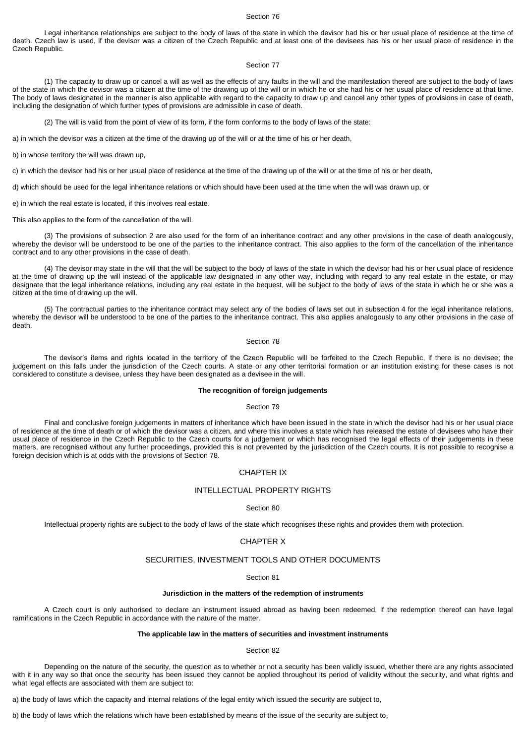Section 76

Legal inheritance relationships are subject to the body of laws of the state in which the devisor had his or her usual place of residence at the time of death. Czech law is used, if the devisor was a citizen of the Czech Republic and at least one of the devisees has his or her usual place of residence in the Czech Republic.

Section 77

(1) The capacity to draw up or cancel a will as well as the effects of any faults in the will and the manifestation thereof are subject to the body of laws of the state in which the devisor was a citizen at the time of the drawing up of the will or in which he or she had his or her usual place of residence at that time. The body of laws designated in the manner is also applicable with regard to the capacity to draw up and cancel any other types of provisions in case of death, including the designation of which further types of provisions are admissible in case of death.

(2) The will is valid from the point of view of its form, if the form conforms to the body of laws of the state:

a) in which the devisor was a citizen at the time of the drawing up of the will or at the time of his or her death,

b) in whose territory the will was drawn up,

c) in which the devisor had his or her usual place of residence at the time of the drawing up of the will or at the time of his or her death,

d) which should be used for the legal inheritance relations or which should have been used at the time when the will was drawn up, or

e) in which the real estate is located, if this involves real estate.

This also applies to the form of the cancellation of the will.

(3) The provisions of subsection 2 are also used for the form of an inheritance contract and any other provisions in the case of death analogously, whereby the devisor will be understood to be one of the parties to the inheritance contract. This also applies to the form of the cancellation of the inheritance contract and to any other provisions in the case of death.

(4) The devisor may state in the will that the will be subject to the body of laws of the state in which the devisor had his or her usual place of residence at the time of drawing up the will instead of the applicable law designated in any other way, including with regard to any real estate in the estate, or may designate that the legal inheritance relations, including any real estate in the bequest, will be subject to the body of laws of the state in which he or she was a citizen at the time of drawing up the will.

(5) The contractual parties to the inheritance contract may select any of the bodies of laws set out in subsection 4 for the legal inheritance relations, whereby the devisor will be understood to be one of the parties to the inheritance contract. This also applies analogously to any other provisions in the case of death.

Section 78

The devisor's items and rights located in the territory of the Czech Republic will be forfeited to the Czech Republic, if there is no devisee; the judgement on this falls under the jurisdiction of the Czech courts. A state or any other territorial formation or an institution existing for these cases is not considered to constitute a devisee, unless they have been designated as a devisee in the will.

**The recognition of foreign judgements**

Section 79

Final and conclusive foreign judgements in matters of inheritance which have been issued in the state in which the devisor had his or her usual place of residence at the time of death or of which the devisor was a citizen, and where this involves a state which has released the estate of devisees who have their usual place of residence in the Czech Republic to the Czech courts for a judgement or which has recognised the legal effects of their judgements in these matters, are recognised without any further proceedings, provided this is not prevented by the jurisdiction of the Czech courts. It is not possible to recognise a foreign decision which is at odds with the provisions of Section 78.

## CHAPTER IX

## INTELLECTUAL PROPERTY RIGHTS

Section 80

Intellectual property rights are subject to the body of laws of the state which recognises these rights and provides them with protection.

## CHAPTER X

## SECURITIES, INVESTMENT TOOLS AND OTHER DOCUMENTS

Section 81

**Jurisdiction in the matters of the redemption of instruments**

A Czech court is only authorised to declare an instrument issued abroad as having been redeemed, if the redemption thereof can have legal ramifications in the Czech Republic in accordance with the nature of the matter.

**The applicable law in the matters of securities and investment instruments**

Section 82

Depending on the nature of the security, the question as to whether or not a security has been validly issued, whether there are any rights associated with it in any way so that once the security has been issued they cannot be applied throughout its period of validity without the security, and what rights and what legal effects are associated with them are subject to:

a) the body of laws which the capacity and internal relations of the legal entity which issued the security are subject to,

b) the body of laws which the relations which have been established by means of the issue of the security are subject to,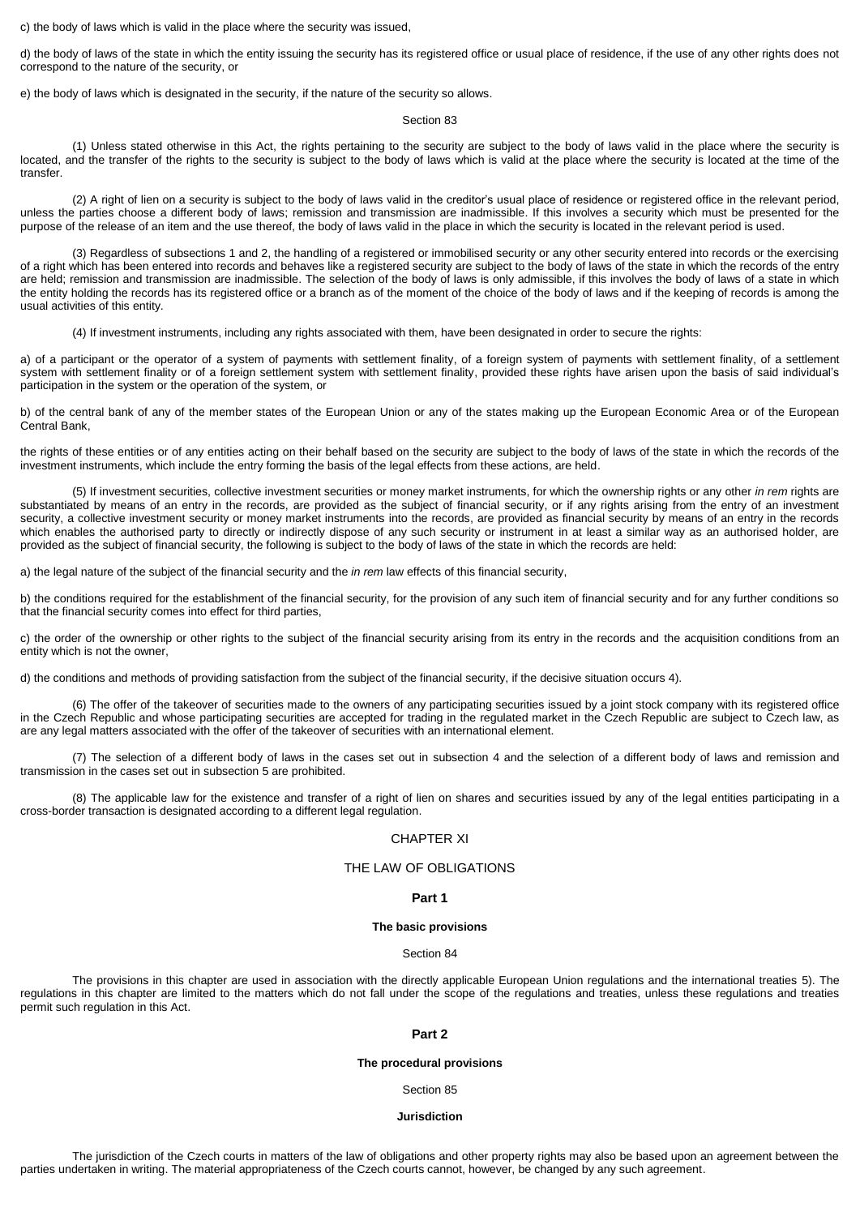c) the body of laws which is valid in the place where the security was issued,

d) the body of laws of the state in which the entity issuing the security has its registered office or usual place of residence, if the use of any other rights does not correspond to the nature of the security, or

e) the body of laws which is designated in the security, if the nature of the security so allows.

Section 83

(1) Unless stated otherwise in this Act, the rights pertaining to the security are subject to the body of laws valid in the place where the security is located, and the transfer of the rights to the security is subject to the body of laws which is valid at the place where the security is located at the time of the transfer.

(2) A right of lien on a security is subject to the body of laws valid in the creditor's usual place of residence or registered office in the relevant period, unless the parties choose a different body of laws; remission and transmission are inadmissible. If this involves a security which must be presented for the purpose of the release of an item and the use thereof, the body of laws valid in the place in which the security is located in the relevant period is used.

(3) Regardless of subsections 1 and 2, the handling of a registered or immobilised security or any other security entered into records or the exercising of a right which has been entered into records and behaves like a registered security are subject to the body of laws of the state in which the records of the entry are held; remission and transmission are inadmissible. The selection of the body of laws is only admissible, if this involves the body of laws of a state in which the entity holding the records has its registered office or a branch as of the moment of the choice of the body of laws and if the keeping of records is among the usual activities of this entity.

(4) If investment instruments, including any rights associated with them, have been designated in order to secure the rights:

a) of a participant or the operator of a system of payments with settlement finality, of a foreign system of payments with settlement finality, of a settlement system with settlement finality or of a foreign settlement system with settlement finality, provided these rights have arisen upon the basis of said individual's participation in the system or the operation of the system, or

b) of the central bank of any of the member states of the European Union or any of the states making up the European Economic Area or of the European Central Bank,

the rights of these entities or of any entities acting on their behalf based on the security are subject to the body of laws of the state in which the records of the investment instruments, which include the entry forming the basis of the legal effects from these actions, are held.

(5) If investment securities, collective investment securities or money market instruments, for which the ownership rights or any other *in rem* rights are substantiated by means of an entry in the records, are provided as the subject of financial security, or if any rights arising from the entry of an investment security, a collective investment security or money market instruments into the records, are provided as financial security by means of an entry in the records which enables the authorised party to directly or indirectly dispose of any such security or instrument in at least a similar way as an authorised holder, are provided as the subject of financial security, the following is subject to the body of laws of the state in which the records are held:

a) the legal nature of the subject of the financial security and the *in rem* law effects of this financial security,

b) the conditions required for the establishment of the financial security, for the provision of any such item of financial security and for any further conditions so that the financial security comes into effect for third parties,

c) the order of the ownership or other rights to the subject of the financial security arising from its entry in the records and the acquisition conditions from an entity which is not the owner,

d) the conditions and methods of providing satisfaction from the subject of the financial security, if the decisive situation occurs 4).

(6) The offer of the takeover of securities made to the owners of any participating securities issued by a joint stock company with its registered office in the Czech Republic and whose participating securities are accepted for trading in the regulated market in the Czech Republic are subject to Czech law, as are any legal matters associated with the offer of the takeover of securities with an international element.

(7) The selection of a different body of laws in the cases set out in subsection 4 and the selection of a different body of laws and remission and transmission in the cases set out in subsection 5 are prohibited.

(8) The applicable law for the existence and transfer of a right of lien on shares and securities issued by any of the legal entities participating in a cross-border transaction is designated according to a different legal regulation.

## CHAPTER XI

## THE LAW OF OBLIGATIONS

### Part 1

#### The basic provisions

Section 84

The provisions in this chapter are used in association with the directly applicable European Union regulations and the international treaties 5). The regulations in this chapter are limited to the matters which do not fall under the scope of the regulations and treaties, unless these regulations and treaties permit such regulation in this Act.

### Part 2

#### The procedural provisions

Section 85

**Jurisdiction**

The jurisdiction of the Czech courts in matters of the law of obligations and other property rights may also be based upon an agreement between the parties undertaken in writing. The material appropriateness of the Czech courts cannot, however, be changed by any such agreement.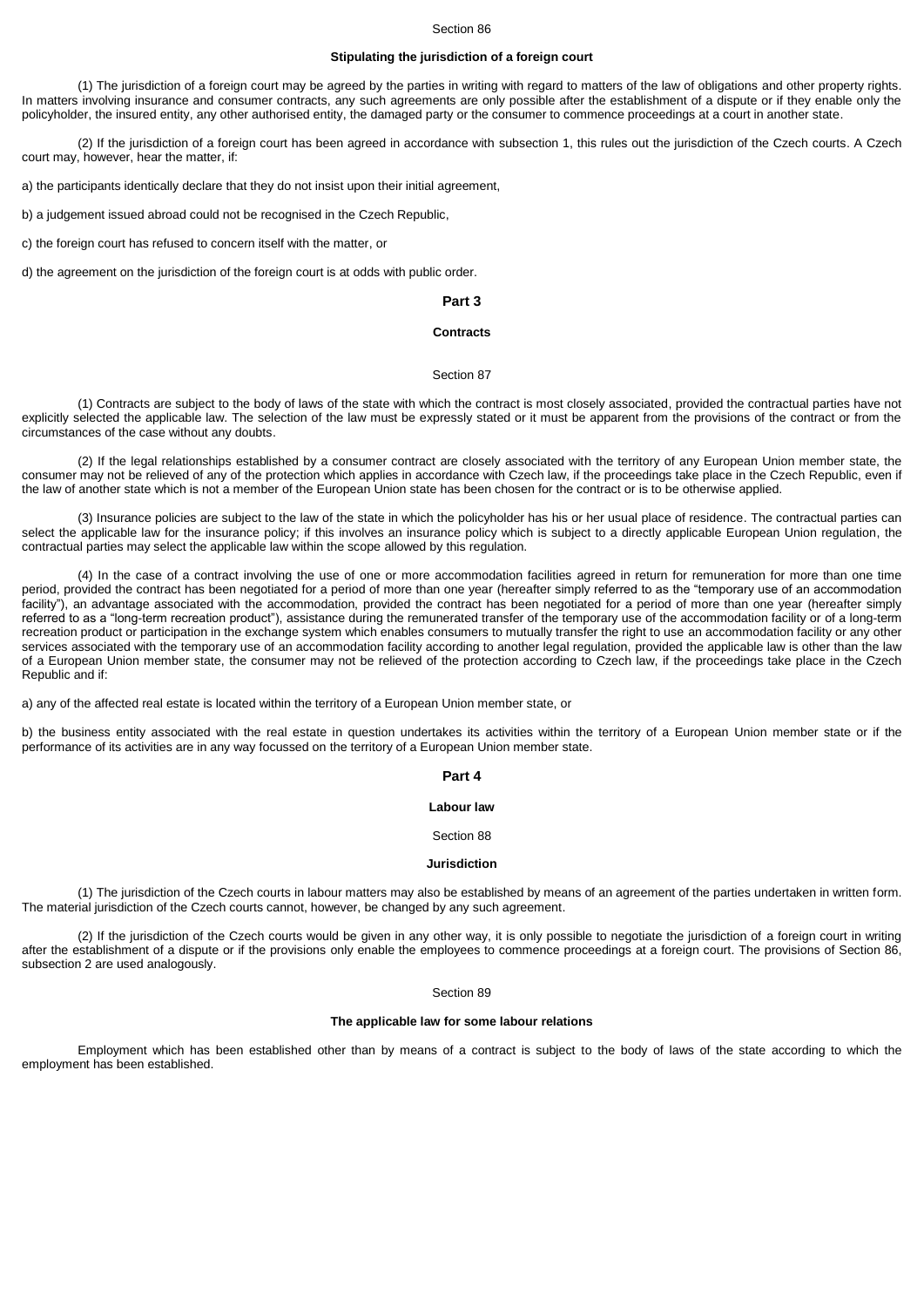Section 86

**Stipulating the jurisdiction of a foreign court**

(1) The jurisdiction of a foreign court may be agreed by the parties in writing with regard to matters of the law of obligations and other property rights. In matters involving insurance and consumer contracts, any such agreements are only possible after the establishment of a dispute or if they enable only the policyholder, the insured entity, any other authorised entity, the damaged party or the consumer to commence proceedings at a court in another state.

(2) If the jurisdiction of a foreign court has been agreed in accordance with subsection 1, this rules out the jurisdiction of the Czech courts. A Czech court may, however, hear the matter, if:

a) the participants identically declare that they do not insist upon their initial agreement,

b) a judgement issued abroad could not be recognised in the Czech Republic,

c) the foreign court has refused to concern itself with the matter, or

d) the agreement on the jurisdiction of the foreign court is at odds with public order.

## Part 3

### Contracts

Section 87

(1) Contracts are subject to the body of laws of the state with which the contract is most closely associated, provided the contractual parties have not explicitly selected the applicable law. The selection of the law must be expressly stated or it must be apparent from the provisions of the contract or from the circumstances of the case without any doubts.

(2) If the legal relationships established by a consumer contract are closely associated with the territory of any European Union member state, the consumer may not be relieved of any of the protection which applies in accordance with Czech law, if the proceedings take place in the Czech Republic, even if the law of another state which is not a member of the European Union state has been chosen for the contract or is to be otherwise applied.

(3) Insurance policies are subject to the law of the state in which the policyholder has his or her usual place of residence. The contractual parties can select the applicable law for the insurance policy; if this involves an insurance policy which is subject to a directly applicable European Union regulation, the contractual parties may select the applicable law within the scope allowed by this regulation.

(4) In the case of a contract involving the use of one or more accommodation facilities agreed in return for remuneration for more than one time period, provided the contract has been negotiated for a period of more than one year (hereafter simply referred to as the "temporary use of an accommodation facility"), an advantage associated with the accommodation, provided the contract has been negotiated for a period of more than one year (hereafter simply referred to as a "long-term recreation product"), assistance during the remunerated transfer of the temporary use of the accommodation facility or of a long-term recreation product or participation in the exchange system which enables consumers to mutually transfer the right to use an accommodation facility or any other services associated with the temporary use of an accommodation facility according to another legal regulation, provided the applicable law is other than the law of a European Union member state, the consumer may not be relieved of the protection according to Czech law, if the proceedings take place in the Czech Republic and if:

a) any of the affected real estate is located within the territory of a European Union member state, or

b) the business entity associated with the real estate in question undertakes its activities within the territory of a European Union member state or if the performance of its activities are in any way focussed on the territory of a European Union member state.

## Part 4

### Labour law

Section 88

**Jurisdiction**

(1) The jurisdiction of the Czech courts in labour matters may also be established by means of an agreement of the parties undertaken in written form. The material jurisdiction of the Czech courts cannot, however, be changed by any such agreement.

(2) If the jurisdiction of the Czech courts would be given in any other way, it is only possible to negotiate the jurisdiction of a foreign court in writing after the establishment of a dispute or if the provisions only enable the employees to commence proceedings at a foreign court. The provisions of Section 86, subsection 2 are used analogously.

Section 89

**The applicable law for some labour relations**

Employment which has been established other than by means of a contract is subject to the body of laws of the state according to which the employment has been established.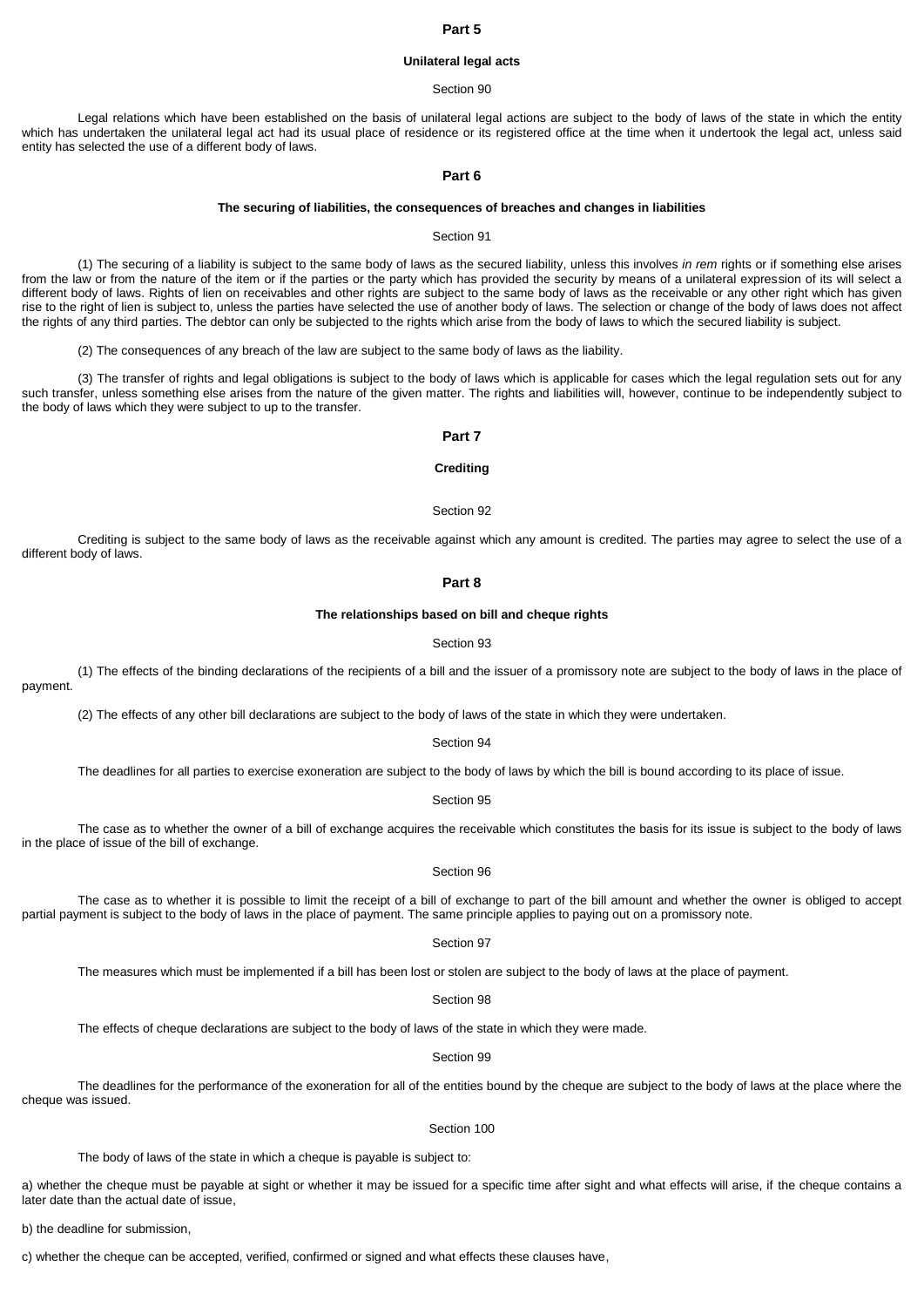## Part 5

### Unilateral legal acts

Section 90

Legal relations which have been established on the basis of unilateral legal actions are subject to the body of laws of the state in which the entity which has undertaken the unilateral legal act had its usual place of residence or its registered office at the time when it undertook the legal act, unless said entity has selected the use of a different body of laws.

## Part 6

### The securing of liabilities, the consequences of breaches and changes in liabilities

Section 91

(1) The securing of a liability is subject to the same body of laws as the secured liability, unless this involves *in rem* rights or if something else arises from the law or from the nature of the item or if the parties or the party which has provided the security by means of a unilateral expression of its will select a different body of laws. Rights of lien on receivables and other rights are subject to the same body of laws as the receivable or any other right which has given rise to the right of lien is subject to, unless the parties have selected the use of another body of laws. The selection or change of the body of laws does not affect the rights of any third parties. The debtor can only be subjected to the rights which arise from the body of laws to which the secured liability is subject.

(2) The consequences of any breach of the law are subject to the same body of laws as the liability.

(3) The transfer of rights and legal obligations is subject to the body of laws which is applicable for cases which the legal regulation sets out for any such transfer, unless something else arises from the nature of the given matter. The rights and liabilities will, however, continue to be independently subject to the body of laws which they were subject to up to the transfer.

## Part 7

### Crediting

Section 92

Crediting is subject to the same body of laws as the receivable against which any amount is credited. The parties may agree to select the use of a different body of laws.

## Part 8

### The relationships based on bill and cheque rights

Section 93

(1) The effects of the binding declarations of the recipients of a bill and the issuer of a promissory note are subject to the body of laws in the place of payment.

(2) The effects of any other bill declarations are subject to the body of laws of the state in which they were undertaken.

Section 94

The deadlines for all parties to exercise exoneration are subject to the body of laws by which the bill is bound according to its place of issue.

Section 95

The case as to whether the owner of a bill of exchange acquires the receivable which constitutes the basis for its issue is subject to the body of laws in the place of issue of the bill of exchange.

Section 96

The case as to whether it is possible to limit the receipt of a bill of exchange to part of the bill amount and whether the owner is obliged to accept partial payment is subject to the body of laws in the place of payment. The same principle applies to paying out on a promissory note.

Section 97

The measures which must be implemented if a bill has been lost or stolen are subject to the body of laws at the place of payment.

Section 98

The effects of cheque declarations are subject to the body of laws of the state in which they were made.

Section 99

The deadlines for the performance of the exoneration for all of the entities bound by the cheque are subject to the body of laws at the place where the cheque was issued.

Section 100

The body of laws of the state in which a cheque is payable is subject to:

a) whether the cheque must be payable at sight or whether it may be issued for a specific time after sight and what effects will arise, if the cheque contains a later date than the actual date of issue,

b) the deadline for submission,

c) whether the cheque can be accepted, verified, confirmed or signed and what effects these clauses have,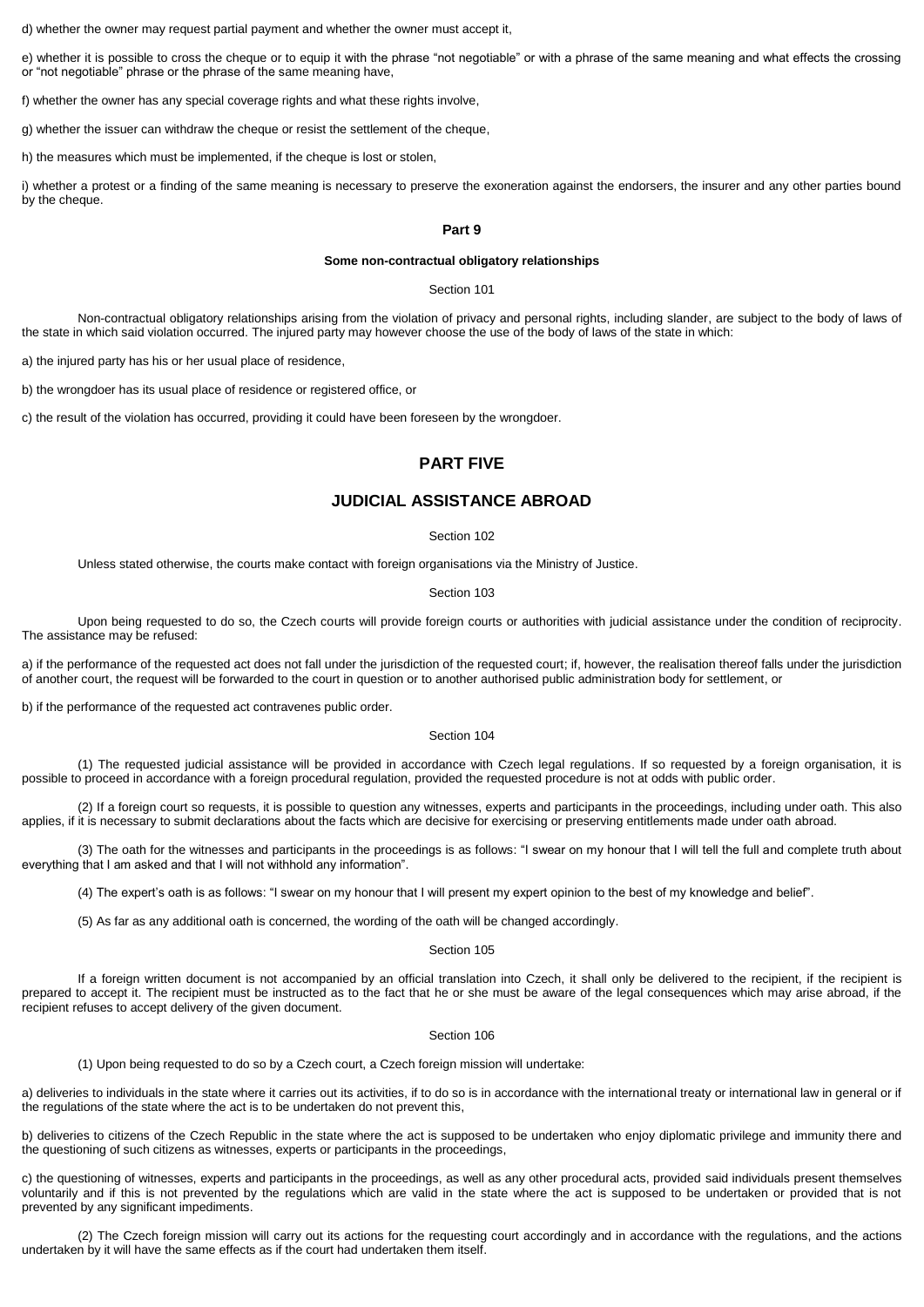d) whether the owner may request partial payment and whether the owner must accept it,

e) whether it is possible to cross the cheque or to equip it with the phrase "not negotiable" or with a phrase of the same meaning and what effects the crossing or "not negotiable" phrase or the phrase of the same meaning have,

f) whether the owner has any special coverage rights and what these rights involve,

g) whether the issuer can withdraw the cheque or resist the settlement of the cheque,

h) the measures which must be implemented, if the cheque is lost or stolen,

i) whether a protest or a finding of the same meaning is necessary to preserve the exoneration against the endorsers, the insurer and any other parties bound by the cheque.

### Part 9

#### Some non-contractual obligatory relationships

Section 101

Non-contractual obligatory relationships arising from the violation of privacy and personal rights, including slander, are subject to the body of laws of the state in which said violation occurred. The injured party may however choose the use of the body of laws of the state in which:

a) the injured party has his or her usual place of residence,

b) the wrongdoer has its usual place of residence or registered office, or

c) the result of the violation has occurred, providing it could have been foreseen by the wrongdoer.

## PART FIVE

## JUDICIAL ASSISTANCE ABROAD

Section 102

Unless stated otherwise, the courts make contact with foreign organisations via the Ministry of Justice.

Section 103

Upon being requested to do so, the Czech courts will provide foreign courts or authorities with judicial assistance under the condition of reciprocity. The assistance may be refused:

a) if the performance of the requested act does not fall under the jurisdiction of the requested court; if, however, the realisation thereof falls under the jurisdiction of another court, the request will be forwarded to the court in question or to another authorised public administration body for settlement, or

b) if the performance of the requested act contravenes public order.

Section 104

(1) The requested judicial assistance will be provided in accordance with Czech legal regulations. If so requested by a foreign organisation, it is possible to proceed in accordance with a foreign procedural regulation, provided the requested procedure is not at odds with public order.

(2) If a foreign court so requests, it is possible to question any witnesses, experts and participants in the proceedings, including under oath. This also applies, if it is necessary to submit declarations about the facts which are decisive for exercising or preserving entitlements made under oath abroad.

(3) The oath for the witnesses and participants in the proceedings is as follows: "I swear on my honour that I will tell the full and complete truth about everything that I am asked and that I will not withhold any information".

(4) The expert's oath is as follows: "I swear on my honour that I will present my expert opinion to the best of my knowledge and belief".

(5) As far as any additional oath is concerned, the wording of the oath will be changed accordingly.

Section 105

If a foreign written document is not accompanied by an official translation into Czech, it shall only be delivered to the recipient, if the recipient is prepared to accept it. The recipient must be instructed as to the fact that he or she must be aware of the legal consequences which may arise abroad, if the recipient refuses to accept delivery of the given document.

Section 106

(1) Upon being requested to do so by a Czech court, a Czech foreign mission will undertake:

a) deliveries to individuals in the state where it carries out its activities, if to do so is in accordance with the international treaty or international law in general or if the regulations of the state where the act is to be undertaken do not prevent this,

b) deliveries to citizens of the Czech Republic in the state where the act is supposed to be undertaken who enjoy diplomatic privilege and immunity there and the questioning of such citizens as witnesses, experts or participants in the proceedings,

c) the questioning of witnesses, experts and participants in the proceedings, as well as any other procedural acts, provided said individuals present themselves voluntarily and if this is not prevented by the regulations which are valid in the state where the act is supposed to be undertaken or provided that is not prevented by any significant impediments.

(2) The Czech foreign mission will carry out its actions for the requesting court accordingly and in accordance with the regulations, and the actions undertaken by it will have the same effects as if the court had undertaken them itself.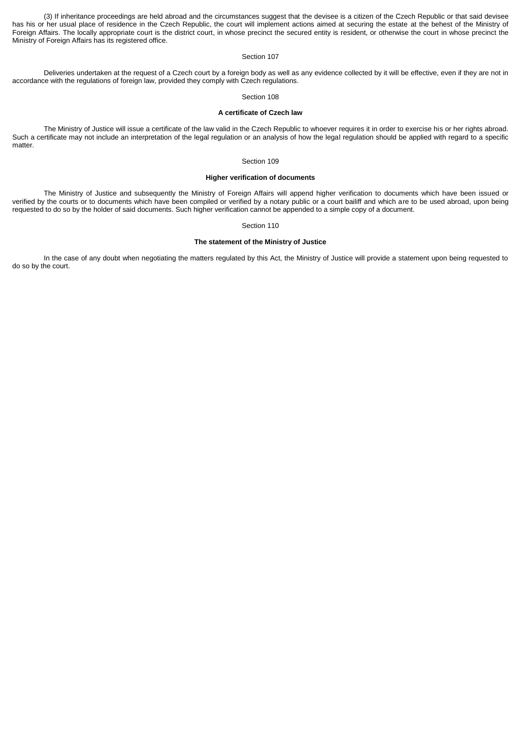(3) If inheritance proceedings are held abroad and the circumstances suggest that the devisee is a citizen of the Czech Republic or that said devisee has his or her usual place of residence in the Czech Republic, the court will implement actions aimed at securing the estate at the behest of the Ministry of Foreign Affairs. The locally appropriate court is the district court, in whose precinct the secured entity is resident, or otherwise the court in whose precinct the Ministry of Foreign Affairs has its registered office.

Section 107

Deliveries undertaken at the request of a Czech court by a foreign body as well as any evidence collected by it will be effective, even if they are not in accordance with the regulations of foreign law, provided they comply with Czech regulations.

Section 108

**A certificate of Czech law**

The Ministry of Justice will issue a certificate of the law valid in the Czech Republic to whoever requires it in order to exercise his or her rights abroad. Such a certificate may not include an interpretation of the legal regulation or an analysis of how the legal regulation should be applied with regard to a specific matter.

Section 109

**Higher verification of documents**

The Ministry of Justice and subsequently the Ministry of Foreign Affairs will append higher verification to documents which have been issued or verified by the courts or to documents which have been compiled or verified by a notary public or a court bailiff and which are to be used abroad, upon being requested to do so by the holder of said documents. Such higher verification cannot be appended to a simple copy of a document.

Section 110

**The statement of the Ministry of Justice**

In the case of any doubt when negotiating the matters regulated by this Act, the Ministry of Justice will provide a statement upon being requested to do so by the court.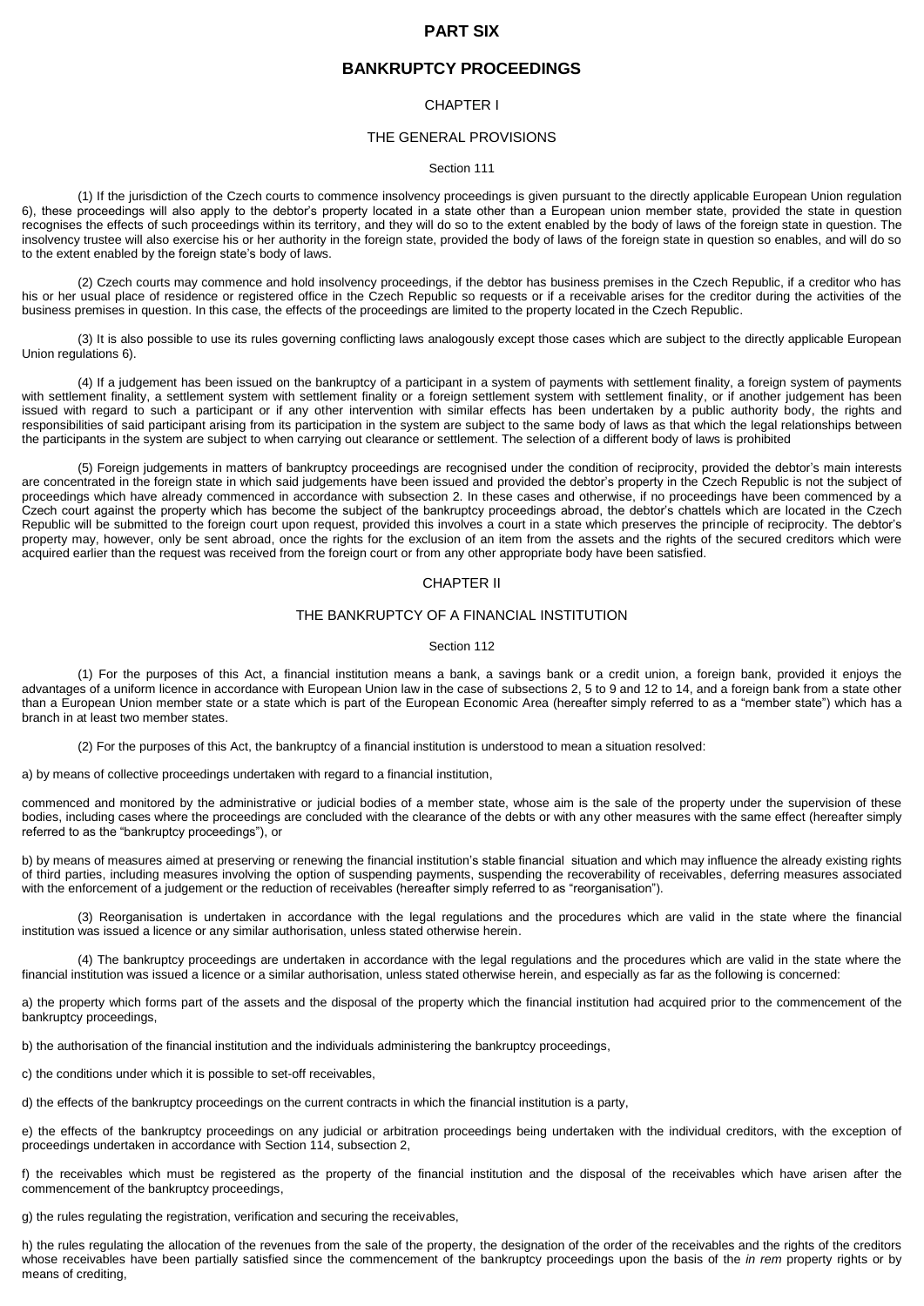# PART SIX

# BANKRUPTCY PROCEEDINGS

## CHAPTER I

## THE GENERAL PROVISIONS

### Section 111

(1) If the jurisdiction of the Czech courts to commence insolvency proceedings is given pursuant to the directly applicable European Union regulation 6), these proceedings will also apply to the debtor's property located in a state other than a European union member state, provided the state in question recognises the effects of such proceedings within its territory, and they will do so to the extent enabled by the body of laws of the foreign state in question. The insolvency trustee will also exercise his or her authority in the foreign state, provided the body of laws of the foreign state in question so enables, and will do so to the extent enabled by the foreign state's body of laws.

(2) Czech courts may commence and hold insolvency proceedings, if the debtor has business premises in the Czech Republic, if a creditor who has his or her usual place of residence or registered office in the Czech Republic so requests or if a receivable arises for the creditor during the activities of the business premises in question. In this case, the effects of the proceedings are limited to the property located in the Czech Republic.

(3) It is also possible to use its rules governing conflicting laws analogously except those cases which are subject to the directly applicable European Union regulations 6).

(4) If a judgement has been issued on the bankruptcy of a participant in a system of payments with settlement finality, a foreign system of payments with settlement finality, a settlement system with settlement finality or a foreign settlement system with settlement finality, or if another judgement has been issued with regard to such a participant or if any other intervention with similar effects has been undertaken by a public authority body, the rights and responsibilities of said participant arising from its participation in the system are subject to the same body of laws as that which the legal relationships between the participants in the system are subject to when carrying out clearance or settlement. The selection of a different body of laws is prohibited

(5) Foreign judgements in matters of bankruptcy proceedings are recognised under the condition of reciprocity, provided the debtor's main interests are concentrated in the foreign state in which said judgements have been issued and provided the debtor's property in the Czech Republic is not the subject of proceedings which have already commenced in accordance with subsection 2. In these cases and otherwise, if no proceedings have been commenced by a Czech court against the property which has become the subject of the bankruptcy proceedings abroad, the debtor's chattels which are located in the Czech Republic will be submitted to the foreign court upon request, provided this involves a court in a state which preserves the principle of reciprocity. The debtor's property may, however, only be sent abroad, once the rights for the exclusion of an item from the assets and the rights of the secured creditors which were acquired earlier than the request was received from the foreign court or from any other appropriate body have been satisfied.

## CHAPTER II

## THE BANKRUPTCY OF A FINANCIAL INSTITUTION

### Section 112

(1) For the purposes of this Act, a financial institution means a bank, a savings bank or a credit union, a foreign bank, provided it enjoys the advantages of a uniform licence in accordance with European Union law in the case of subsections 2, 5 to 9 and 12 to 14, and a foreign bank from a state other than a European Union member state or a state which is part of the European Economic Area (hereafter simply referred to as a "member state") which has a branch in at least two member states.

(2) For the purposes of this Act, the bankruptcy of a financial institution is understood to mean a situation resolved:

a) by means of collective proceedings undertaken with regard to a financial institution,

commenced and monitored by the administrative or judicial bodies of a member state, whose aim is the sale of the property under the supervision of these bodies, including cases where the proceedings are concluded with the clearance of the debts or with any other measures with the same effect (hereafter simply referred to as the "bankruptcy proceedings"), or

b) by means of measures aimed at preserving or renewing the financial institution's stable financial situation and which may influence the already existing rights of third parties, including measures involving the option of suspending payments, suspending the recoverability of receivables, deferring measures associated with the enforcement of a judgement or the reduction of receivables (hereafter simply referred to as "reorganisation").

(3) Reorganisation is undertaken in accordance with the legal regulations and the procedures which are valid in the state where the financial institution was issued a licence or any similar authorisation, unless stated otherwise herein.

(4) The bankruptcy proceedings are undertaken in accordance with the legal regulations and the procedures which are valid in the state where the financial institution was issued a licence or a similar authorisation, unless stated otherwise herein, and especially as far as the following is concerned:

a) the property which forms part of the assets and the disposal of the property which the financial institution had acquired prior to the commencement of the bankruptcy proceedings,

b) the authorisation of the financial institution and the individuals administering the bankruptcy proceedings,

c) the conditions under which it is possible to set-off receivables,

d) the effects of the bankruptcy proceedings on the current contracts in which the financial institution is a party,

e) the effects of the bankruptcy proceedings on any judicial or arbitration proceedings being undertaken with the individual creditors, with the exception of proceedings undertaken in accordance with Section 114, subsection 2,

f) the receivables which must be registered as the property of the financial institution and the disposal of the receivables which have arisen after the commencement of the bankruptcy proceedings,

g) the rules regulating the registration, verification and securing the receivables,

h) the rules regulating the allocation of the revenues from the sale of the property, the designation of the order of the receivables and the rights of the creditors whose receivables have been partially satisfied since the commencement of the bankruptcy proceedings upon the basis of the *in rem* property rights or by means of crediting,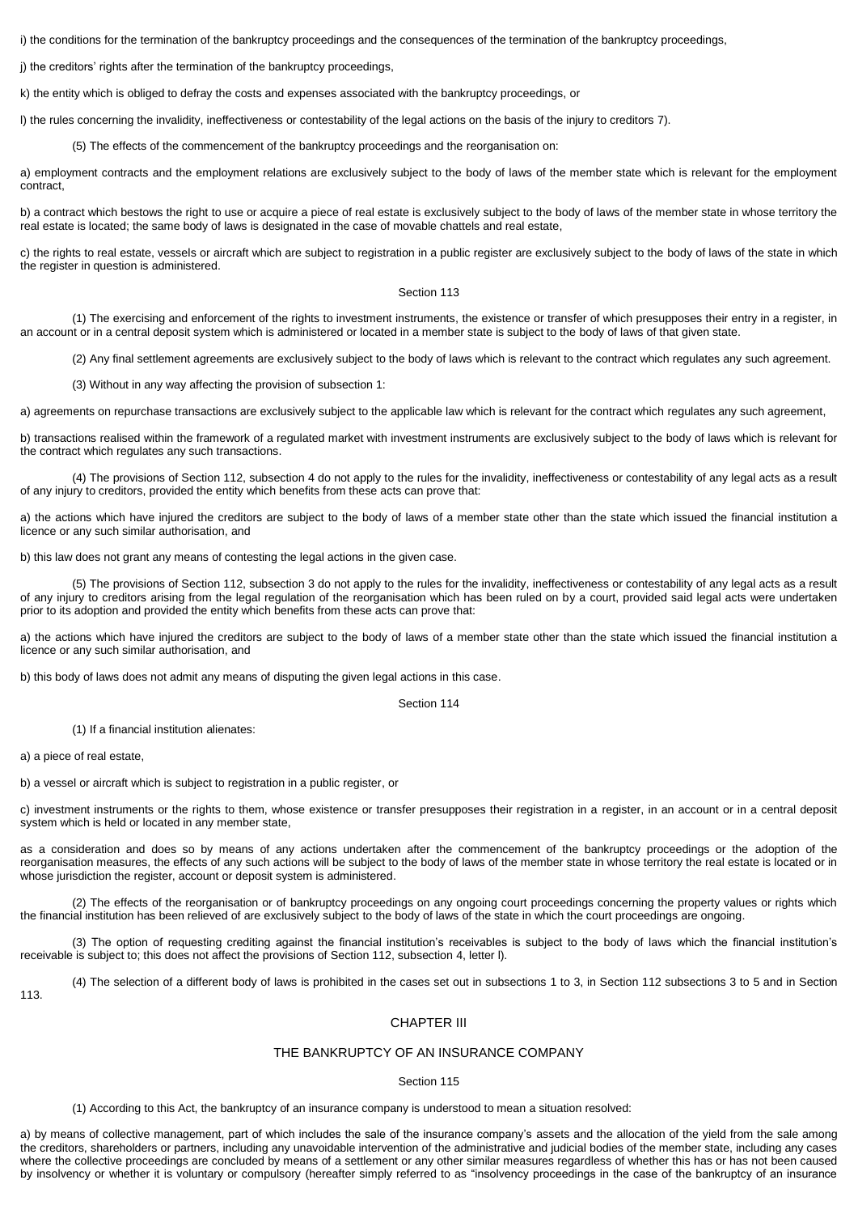i) the conditions for the termination of the bankruptcy proceedings and the consequences of the termination of the bankruptcy proceedings,

j) the creditors' rights after the termination of the bankruptcy proceedings,

k) the entity which is obliged to defray the costs and expenses associated with the bankruptcy proceedings, or

l) the rules concerning the invalidity, ineffectiveness or contestability of the legal actions on the basis of the injury to creditors 7).

(5) The effects of the commencement of the bankruptcy proceedings and the reorganisation on:

a) employment contracts and the employment relations are exclusively subject to the body of laws of the member state which is relevant for the employment contract,

b) a contract which bestows the right to use or acquire a piece of real estate is exclusively subject to the body of laws of the member state in whose territory the real estate is located; the same body of laws is designated in the case of movable chattels and real estate,

c) the rights to real estate, vessels or aircraft which are subject to registration in a public register are exclusively subject to the body of laws of the state in which the register in question is administered.

### Section 113

(1) The exercising and enforcement of the rights to investment instruments, the existence or transfer of which presupposes their entry in a register, in an account or in a central deposit system which is administered or located in a member state is subject to the body of laws of that given state.

(2) Any final settlement agreements are exclusively subject to the body of laws which is relevant to the contract which regulates any such agreement.

(3) Without in any way affecting the provision of subsection 1:

a) agreements on repurchase transactions are exclusively subject to the applicable law which is relevant for the contract which regulates any such agreement,

b) transactions realised within the framework of a regulated market with investment instruments are exclusively subject to the body of laws which is relevant for the contract which regulates any such transactions.

(4) The provisions of Section 112, subsection 4 do not apply to the rules for the invalidity, ineffectiveness or contestability of any legal acts as a result of any injury to creditors, provided the entity which benefits from these acts can prove that:

a) the actions which have injured the creditors are subject to the body of laws of a member state other than the state which issued the financial institution a licence or any such similar authorisation, and

b) this law does not grant any means of contesting the legal actions in the given case.

(5) The provisions of Section 112, subsection 3 do not apply to the rules for the invalidity, ineffectiveness or contestability of any legal acts as a result of any injury to creditors arising from the legal regulation of the reorganisation which has been ruled on by a court, provided said legal acts were undertaken prior to its adoption and provided the entity which benefits from these acts can prove that:

a) the actions which have injured the creditors are subject to the body of laws of a member state other than the state which issued the financial institution a licence or any such similar authorisation, and

b) this body of laws does not admit any means of disputing the given legal actions in this case.

### Section 114

(1) If a financial institution alienates:

a) a piece of real estate,

b) a vessel or aircraft which is subject to registration in a public register, or

c) investment instruments or the rights to them, whose existence or transfer presupposes their registration in a register, in an account or in a central deposit system which is held or located in any member state,

as a consideration and does so by means of any actions undertaken after the commencement of the bankruptcy proceedings or the adoption of the reorganisation measures, the effects of any such actions will be subject to the body of laws of the member state in whose territory the real estate is located or in whose jurisdiction the register, account or deposit system is administered.

(2) The effects of the reorganisation or of bankruptcy proceedings on any ongoing court proceedings concerning the property values or rights which the financial institution has been relieved of are exclusively subject to the body of laws of the state in which the court proceedings are ongoing.

(3) The option of requesting crediting against the financial institution's receivables is subject to the body of laws which the financial institution's receivable is subject to; this does not affect the provisions of Section 112, subsection 4, letter l).

(4) The selection of a different body of laws is prohibited in the cases set out in subsections 1 to 3, in Section 112 subsections 3 to 5 and in Section 113.

## CHAPTER III

## THE BANKRUPTCY OF AN INSURANCE COMPANY

### Section 115

(1) According to this Act, the bankruptcy of an insurance company is understood to mean a situation resolved:

a) by means of collective management, part of which includes the sale of the insurance company's assets and the allocation of the yield from the sale among the creditors, shareholders or partners, including any unavoidable intervention of the administrative and judicial bodies of the member state, including any cases where the collective proceedings are concluded by means of a settlement or any other similar measures regardless of whether this has or has not been caused by insolvency or whether it is voluntary or compulsory (hereafter simply referred to as "insolvency proceedings in the case of the bankruptcy of an insurance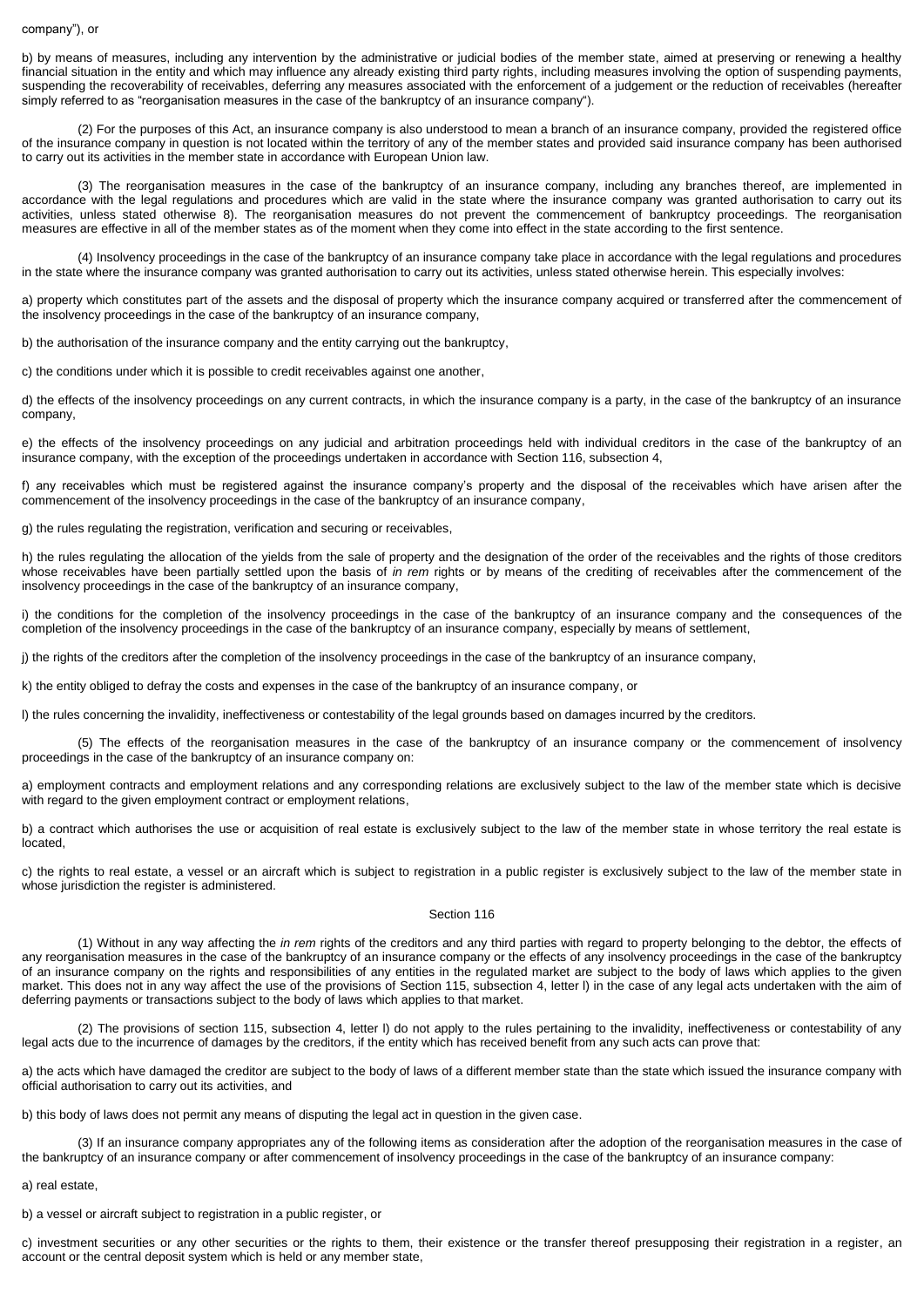company"), or

b) by means of measures, including any intervention by the administrative or judicial bodies of the member state, aimed at preserving or renewing a healthy financial situation in the entity and which may influence any already existing third party rights, including measures involving the option of suspending payments, suspending the recoverability of receivables, deferring any measures associated with the enforcement of a judgement or the reduction of receivables (hereafter simply referred to as "reorganisation measures in the case of the bankruptcy of an insurance company").

(2) For the purposes of this Act, an insurance company is also understood to mean a branch of an insurance company, provided the registered office of the insurance company in question is not located within the territory of any of the member states and provided said insurance company has been authorised to carry out its activities in the member state in accordance with European Union law.

(3) The reorganisation measures in the case of the bankruptcy of an insurance company, including any branches thereof, are implemented in accordance with the legal regulations and procedures which are valid in the state where the insurance company was granted authorisation to carry out its activities, unless stated otherwise 8). The reorganisation measures do not prevent the commencement of bankruptcy proceedings. The reorganisation measures are effective in all of the member states as of the moment when they come into effect in the state according to the first sentence.

(4) Insolvency proceedings in the case of the bankruptcy of an insurance company take place in accordance with the legal regulations and procedures in the state where the insurance company was granted authorisation to carry out its activities, unless stated otherwise herein. This especially involves:

a) property which constitutes part of the assets and the disposal of property which the insurance company acquired or transferred after the commencement of the insolvency proceedings in the case of the bankruptcy of an insurance company,

b) the authorisation of the insurance company and the entity carrying out the bankruptcy,

c) the conditions under which it is possible to credit receivables against one another,

d) the effects of the insolvency proceedings on any current contracts, in which the insurance company is a party, in the case of the bankruptcy of an insurance company,

e) the effects of the insolvency proceedings on any judicial and arbitration proceedings held with individual creditors in the case of the bankruptcy of an insurance company, with the exception of the proceedings undertaken in accordance with Section 116, subsection 4,

f) any receivables which must be registered against the insurance company's property and the disposal of the receivables which have arisen after the commencement of the insolvency proceedings in the case of the bankruptcy of an insurance company,

g) the rules regulating the registration, verification and securing or receivables,

h) the rules regulating the allocation of the yields from the sale of property and the designation of the order of the receivables and the rights of those creditors whose receivables have been partially settled upon the basis of *in rem* rights or by means of the crediting of receivables after the commencement of the insolvency proceedings in the case of the bankruptcy of an insurance company,

i) the conditions for the completion of the insolvency proceedings in the case of the bankruptcy of an insurance company and the consequences of the completion of the insolvency proceedings in the case of the bankruptcy of an insurance company, especially by means of settlement,

j) the rights of the creditors after the completion of the insolvency proceedings in the case of the bankruptcy of an insurance company,

k) the entity obliged to defray the costs and expenses in the case of the bankruptcy of an insurance company, or

l) the rules concerning the invalidity, ineffectiveness or contestability of the legal grounds based on damages incurred by the creditors.

(5) The effects of the reorganisation measures in the case of the bankruptcy of an insurance company or the commencement of insolvency proceedings in the case of the bankruptcy of an insurance company on:

a) employment contracts and employment relations and any corresponding relations are exclusively subject to the law of the member state which is decisive with regard to the given employment contract or employment relations,

b) a contract which authorises the use or acquisition of real estate is exclusively subject to the law of the member state in whose territory the real estate is located,

c) the rights to real estate, a vessel or an aircraft which is subject to registration in a public register is exclusively subject to the law of the member state in whose jurisdiction the register is administered.

### Section 116

(1) Without in any way affecting the *in rem* rights of the creditors and any third parties with regard to property belonging to the debtor, the effects of any reorganisation measures in the case of the bankruptcy of an insurance company or the effects of any insolvency proceedings in the case of the bankruptcy of an insurance company on the rights and responsibilities of any entities in the regulated market are subject to the body of laws which applies to the given market. This does not in any way affect the use of the provisions of Section 115, subsection 4, letter l) in the case of any legal acts undertaken with the aim of deferring payments or transactions subject to the body of laws which applies to that market.

(2) The provisions of section 115, subsection 4, letter l) do not apply to the rules pertaining to the invalidity, ineffectiveness or contestability of any legal acts due to the incurrence of damages by the creditors, if the entity which has received benefit from any such acts can prove that:

a) the acts which have damaged the creditor are subject to the body of laws of a different member state than the state which issued the insurance company with official authorisation to carry out its activities, and

b) this body of laws does not permit any means of disputing the legal act in question in the given case.

(3) If an insurance company appropriates any of the following items as consideration after the adoption of the reorganisation measures in the case of the bankruptcy of an insurance company or after commencement of insolvency proceedings in the case of the bankruptcy of an insurance company:

a) real estate,

b) a vessel or aircraft subject to registration in a public register, or

c) investment securities or any other securities or the rights to them, their existence or the transfer thereof presupposing their registration in a register, an account or the central deposit system which is held or any member state,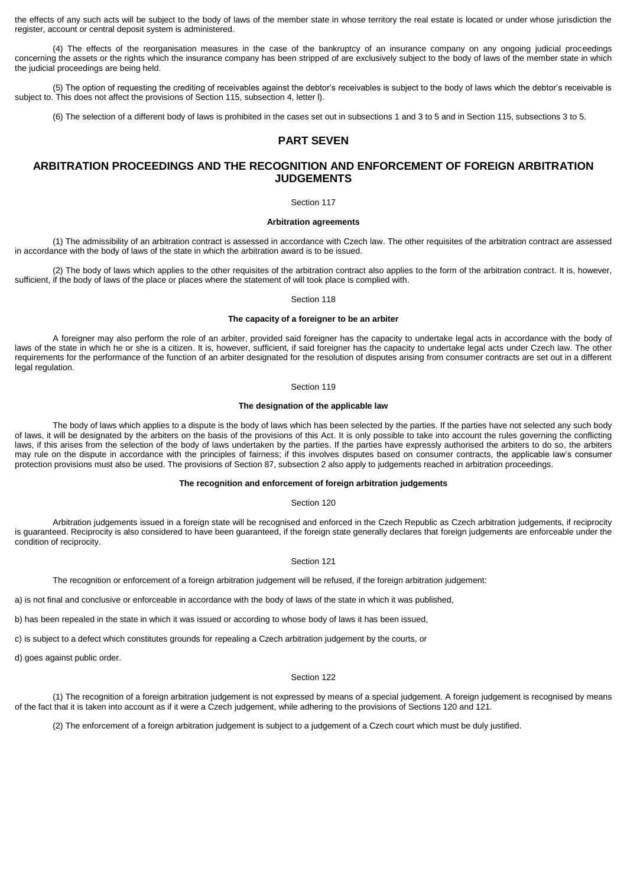the effects of any such acts will be subject to the body of laws of the member state in whose territory the real estate is located or under whose jurisdiction the register, account or central deposit system is administered.

(4) The effects of the reorganisation measures in the case of the bankruptcy of an insurance company on any ongoing judicial proceedings concerning the assets or the rights which the insurance company has been stripped of are exclusively subject to the body of laws of the member state in which the judicial proceedings are being held.

(5) The option of requesting the crediting of receivables against the debtor's receivables is subject to the body of laws which the debtor's receivable is subject to. This does not affect the provisions of Section 115, subsection 4, letter l).

(6) The selection of a different body of laws is prohibited in the cases set out in subsections 1 and 3 to 5 and in Section 115, subsections 3 to 5.

# PART SEVEN

# ARBITRATION PROCEEDINGS AND THE RECOGNITION AND ENFORCEMENT OF FOREIGN ARBITRATION JUDGEMENTS

Section 117

**Arbitration agreements**

(1) The admissibility of an arbitration contract is assessed in accordance with Czech law. The other requisites of the arbitration contract are assessed in accordance with the body of laws of the state in which the arbitration award is to be issued.

(2) The body of laws which applies to the other requisites of the arbitration contract also applies to the form of the arbitration contract. It is, however, sufficient, if the body of laws of the place or places where the statement of will took place is complied with.

Section 118

**The capacity of a foreigner to be an arbiter**

A foreigner may also perform the role of an arbiter, provided said foreigner has the capacity to undertake legal acts in accordance with the body of laws of the state in which he or she is a citizen. It is, however, sufficient, if said foreigner has the capacity to undertake legal acts under Czech law. The other requirements for the performance of the function of an arbiter designated for the resolution of disputes arising from consumer contracts are set out in a different legal regulation.

Section 119

**The designation of the applicable law**

The body of laws which applies to a dispute is the body of laws which has been selected by the parties. If the parties have not selected any such body of laws, it will be designated by the arbiters on the basis of the provisions of this Act. It is only possible to take into account the rules governing the conflicting laws, if this arises from the selection of the body of laws undertaken by the parties. If the parties have expressly authorised the arbiters to do so, the arbiters may rule on the dispute in accordance with the principles of fairness; if this involves disputes based on consumer contracts, the applicable law's consumer protection provisions must also be used. The provisions of Section 87, subsection 2 also apply to judgements reached in arbitration proceedings.

**The recognition and enforcement of foreign arbitration judgements**

Section 120

Arbitration judgements issued in a foreign state will be recognised and enforced in the Czech Republic as Czech arbitration judgements, if reciprocity is guaranteed. Reciprocity is also considered to have been guaranteed, if the foreign state generally declares that foreign judgements are enforceable under the condition of reciprocity.

Section 121

The recognition or enforcement of a foreign arbitration judgement will be refused, if the foreign arbitration judgement:

a) is not final and conclusive or enforceable in accordance with the body of laws of the state in which it was published,

b) has been repealed in the state in which it was issued or according to whose body of laws it has been issued,

c) is subject to a defect which constitutes grounds for repealing a Czech arbitration judgement by the courts, or

d) goes against public order.

Section 122

(1) The recognition of a foreign arbitration judgement is not expressed by means of a special judgement. A foreign judgement is recognised by means of the fact that it is taken into account as if it were a Czech judgement, while adhering to the provisions of Sections 120 and 121.

(2) The enforcement of a foreign arbitration judgement is subject to a judgement of a Czech court which must be duly justified.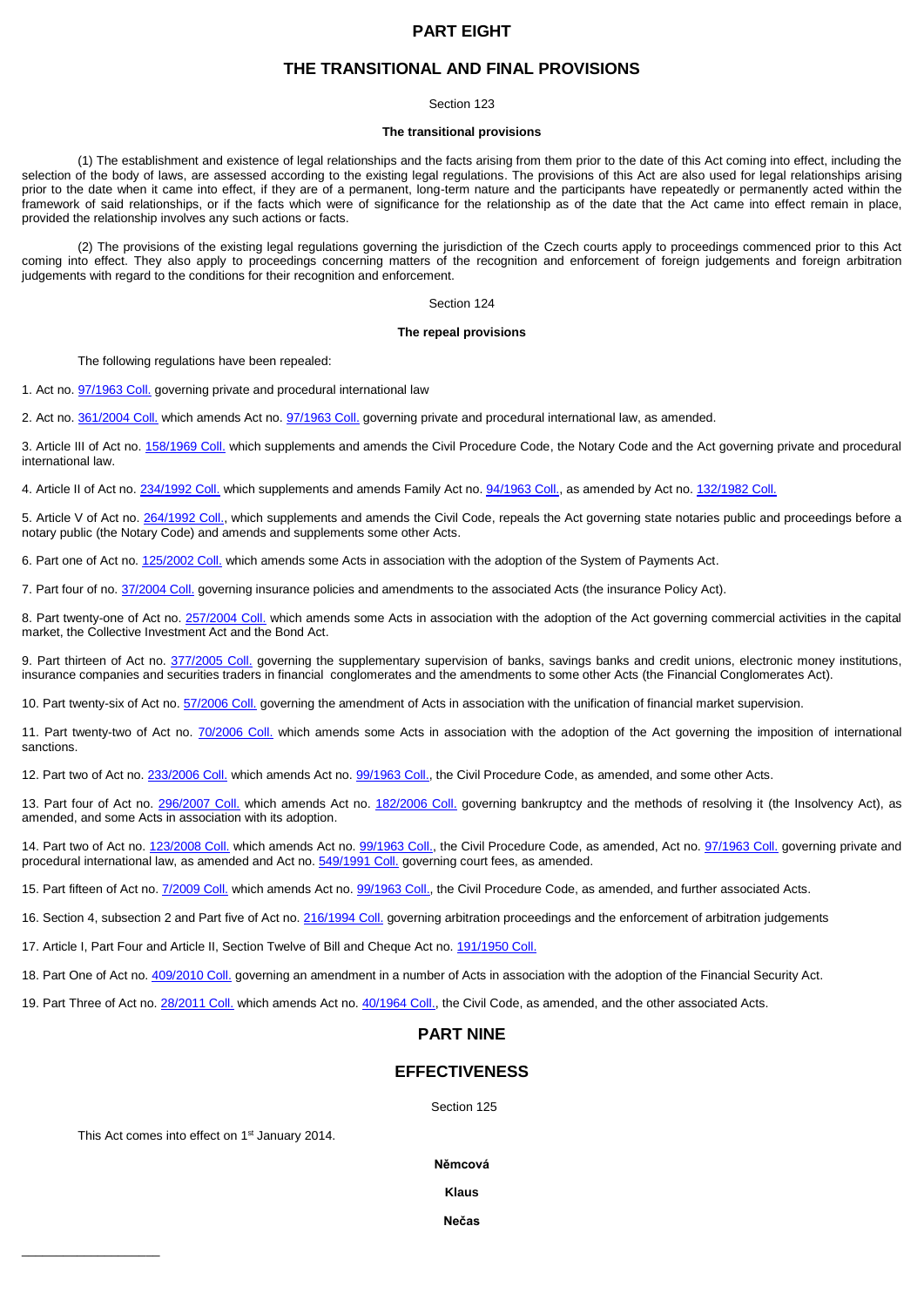# PART EIGHT

# THE TRANSITIONAL AND FINAL PROVISIONS

Section 123

**The transitional provisions**

(1) The establishment and existence of legal relationships and the facts arising from them prior to the date of this Act coming into effect, including the selection of the body of laws, are assessed according to the existing legal regulations. The provisions of this Act are also used for legal relationships arising prior to the date when it came into effect, if they are of a permanent, long-term nature and the participants have repeatedly or permanently acted within the framework of said relationships, or if the facts which were of significance for the relationship as of the date that the Act came into effect remain in place, provided the relationship involves any such actions or facts.

(2) The provisions of the existing legal regulations governing the jurisdiction of the Czech courts apply to proceedings commenced prior to this Act coming into effect. They also apply to proceedings concerning matters of the recognition and enforcement of foreign judgements and foreign arbitration judgements with regard to the conditions for their recognition and enforcement.

Section 124

**The repeal provisions**

The following regulations have been repealed:

1. Act no. 97/1963 Coll. governing private and procedural international law

2. Act no. 361/2004 Coll. which amends Act no. 97/1963 Coll. governing private and procedural international law, as amended.

3. Article III of Act no. 158/1969 Coll. which supplements and amends the Civil Procedure Code, the Notary Code and the Act governing private and procedural international law.

4. Article II of Act no. 234/1992 Coll. which supplements and amends Family Act no. 94/1963 Coll., as amended by Act no. 132/1982 Coll.

5. Article V of Act no. 264/1992 Coll., which supplements and amends the Civil Code, repeals the Act governing state notaries public and proceedings before a notary public (the Notary Code) and amends and supplements some other Acts.

6. Part one of Act no. 125/2002 Coll. which amends some Acts in association with the adoption of the System of Payments Act.

7. Part four of no. 37/2004 Coll. governing insurance policies and amendments to the associated Acts (the insurance Policy Act).

8. Part twenty-one of Act no. 257/2004 Coll. which amends some Acts in association with the adoption of the Act governing commercial activities in the capital market, the Collective Investment Act and the Bond Act.

9. Part thirteen of Act no. 377/2005 Coll. governing the supplementary supervision of banks, savings banks and credit unions, electronic money institutions, insurance companies and securities traders in financial conglomerates and the amendments to some other Acts (the Financial Conglomerates Act).

10. Part twenty-six of Act no. 57/2006 Coll. governing the amendment of Acts in association with the unification of financial market supervision.

11. Part twenty-two of Act no. 70/2006 Coll. which amends some Acts in association with the adoption of the Act governing the imposition of international sanctions.

12. Part two of Act no. 233/2006 Coll. which amends Act no. 99/1963 Coll., the Civil Procedure Code, as amended, and some other Acts.

13. Part four of Act no. 296/2007 Coll. which amends Act no. 182/2006 Coll. governing bankruptcy and the methods of resolving it (the Insolvency Act), as amended, and some Acts in association with its adoption.

14. Part two of Act no. 123/2008 Coll. which amends Act no. 99/1963 Coll., the Civil Procedure Code, as amended, Act no. 97/1963 Coll. governing private and procedural international law, as amended and Act no. 549/1991 Coll. governing court fees, as amended.

15. Part fifteen of Act no. 7/2009 Coll. which amends Act no. 99/1963 Coll., the Civil Procedure Code, as amended, and further associated Acts.

16. Section 4, subsection 2 and Part five of Act no. 216/1994 Coll. governing arbitration proceedings and the enforcement of arbitration judgements

17. Article I, Part Four and Article II, Section Twelve of Bill and Cheque Act no. 191/1950 Coll.

18. Part One of Act no. 409/2010 Coll. governing an amendment in a number of Acts in association with the adoption of the Financial Security Act.

19. Part Three of Act no. 28/2011 Coll. which amends Act no. 40/1964 Coll., the Civil Code, as amended, and the other associated Acts.

# PART NINE

# EFFECTIVENESS

Section 125

This Act comes into effect on 1st January 2014.

**Němcová**

**Klaus**

**Nečas**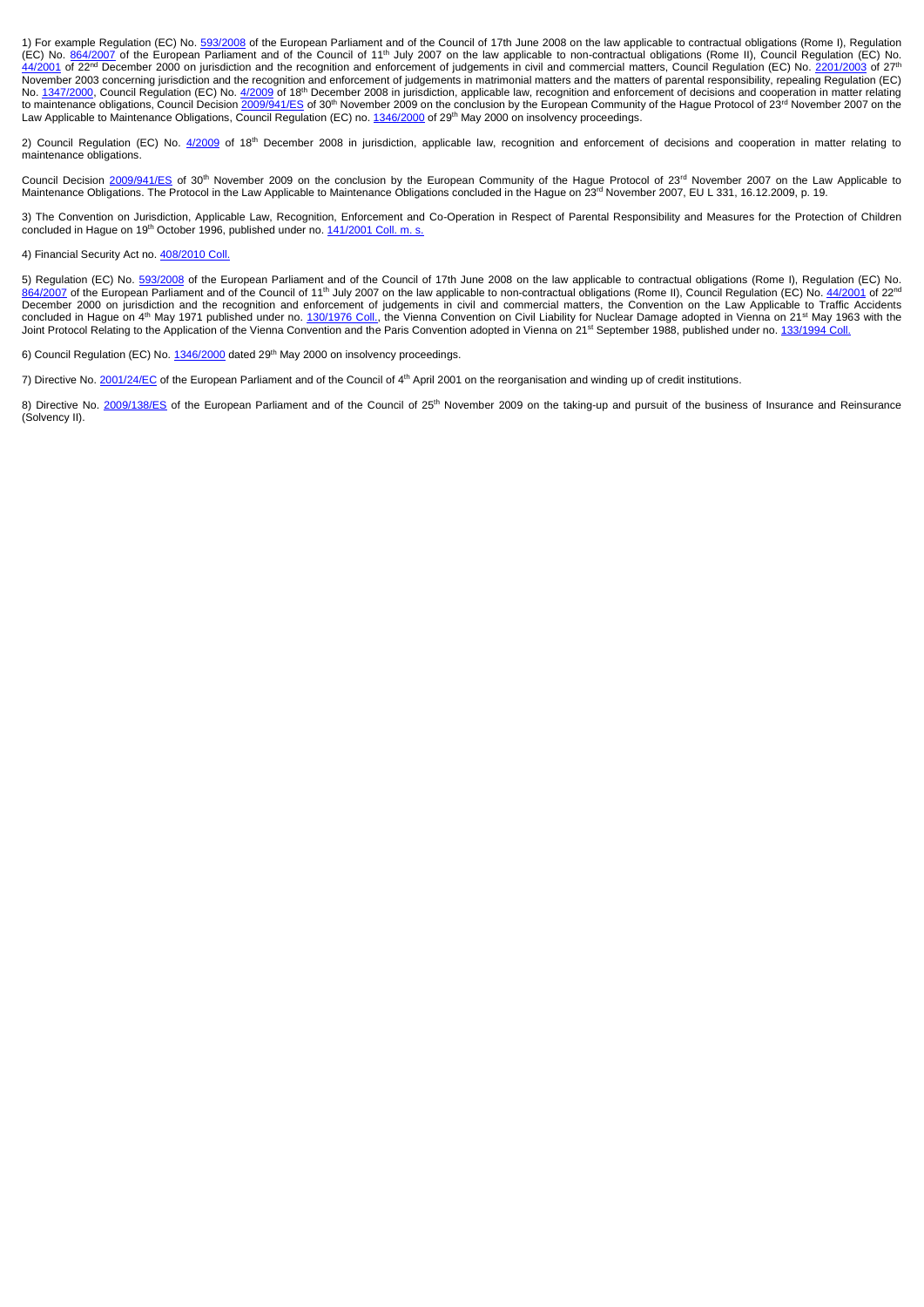1) For example Regulation (EC) No. 593/2008 of the European Parliament and of the Council of 17th June 2008 on the law applicable to contractual obligations (Rome I), Regulation (EC) No. 864/2007 of the European Parliament and of the Council of 11th July 2007 on the law applicable to non-contractual obligations (Rome II), Council Regulation (EC) No. 44/2001 of 22nd December 2000 on jurisdiction and the recognition and enforcement of judgements in civil and commercial matters, Council Regulation (EC) No. 2201/2003 of 27th November 2003 concerning jurisdiction and the recognition and enforcement of judgements in matrimonial matters and the matters of parental responsibility, repealing Regulation (EC) No. 1347/2000, Council Regulation (EC) No. 4/2009 of 18th December 2008 in jurisdiction, applicable law, recognition and enforcement of decisions and cooperation in matter relating to maintenance obligations, Council Decision 2009/941/ES of 30th November 2009 on the conclusion by the European Community of the Hague Protocol of 23rd November 2007 on the Law Applicable to Maintenance Obligations, Council Regulation (EC) no. 1346/2000 of 29th May 2000 on insolvency proceedings.

2) Council Regulation (EC) No. 4/2009 of 18th December 2008 in jurisdiction, applicable law, recognition and enforcement of decisions and cooperation in matter relating to maintenance obligations.

Council Decision 2009/941/ES of 30th November 2009 on the conclusion by the European Community of the Hague Protocol of 23rd November 2007 on the Law Applicable to Maintenance Obligations. The Protocol in the Law Applicable to Maintenance Obligations concluded in the Hague on 23rd November 2007, EU L 331, 16.12.2009, p. 19.

3) The Convention on Jurisdiction, Applicable Law, Recognition, Enforcement and Co-Operation in Respect of Parental Responsibility and Measures for the Protection of Children concluded in Hague on 19th October 1996, published under no. 141/2001 Coll. m. s.

4) Financial Security Act no. 408/2010 Coll.

5) Regulation (EC) No. 593/2008 of the European Parliament and of the Council of 17th June 2008 on the law applicable to contractual obligations (Rome I), Regulation (EC) No. 864/2007 of the European Parliament and of the Council of 11th July 2007 on the law applicable to non-contractual obligations (Rome II), Council Regulation (EC) No. 44/2001 of 22nd December 2000 on jurisdiction and the recognition and enforcement of judgements in civil and commercial matters, the Convention on the Law Applicable to Traffic Accidents concluded in Hague on 4th May 1971 published under no. 130/1976 Coll., the Vienna Convention on Civil Liability for Nuclear Damage adopted in Vienna on 21st May 1963 with the Joint Protocol Relating to the Application of the Vienna Convention and the Paris Convention adopted in Vienna on 21st September 1988, published under no. 133/1994 Coll.

6) Council Regulation (EC) No. 1346/2000 dated 29th May 2000 on insolvency proceedings.

7) Directive No. 2001/24/EC of the European Parliament and of the Council of 4th April 2001 on the reorganisation and winding up of credit institutions.

8) Directive No. 2009/138/ES of the European Parliament and of the Council of 25th November 2009 on the taking-up and pursuit of the business of Insurance and Reinsurance (Solvency II).